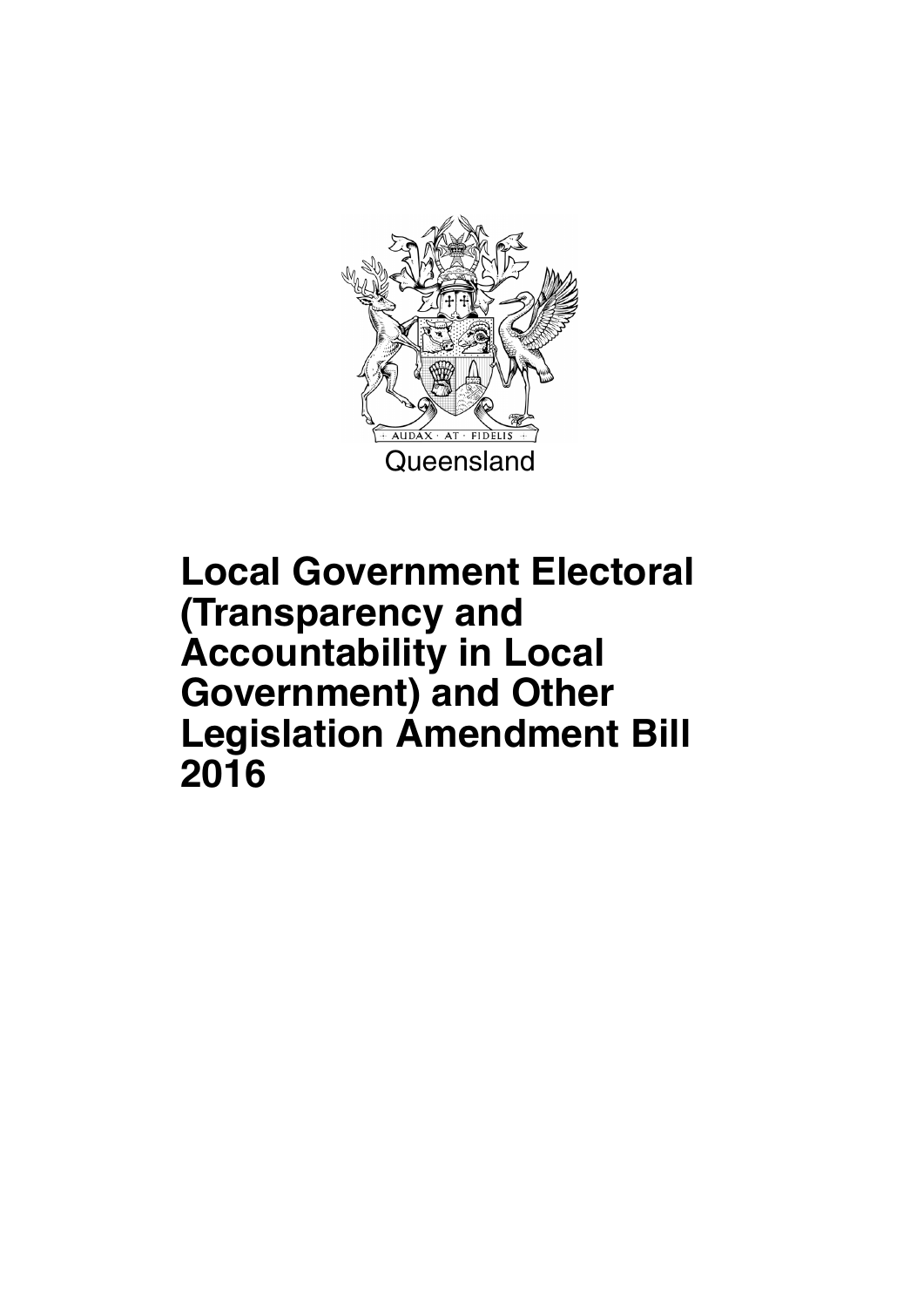AUDAX · AT · FIDELIS

Queensland

# Local Government Electoral (Transparency and Accountability in Local Government) and Other Legislation Amendment Bill 2016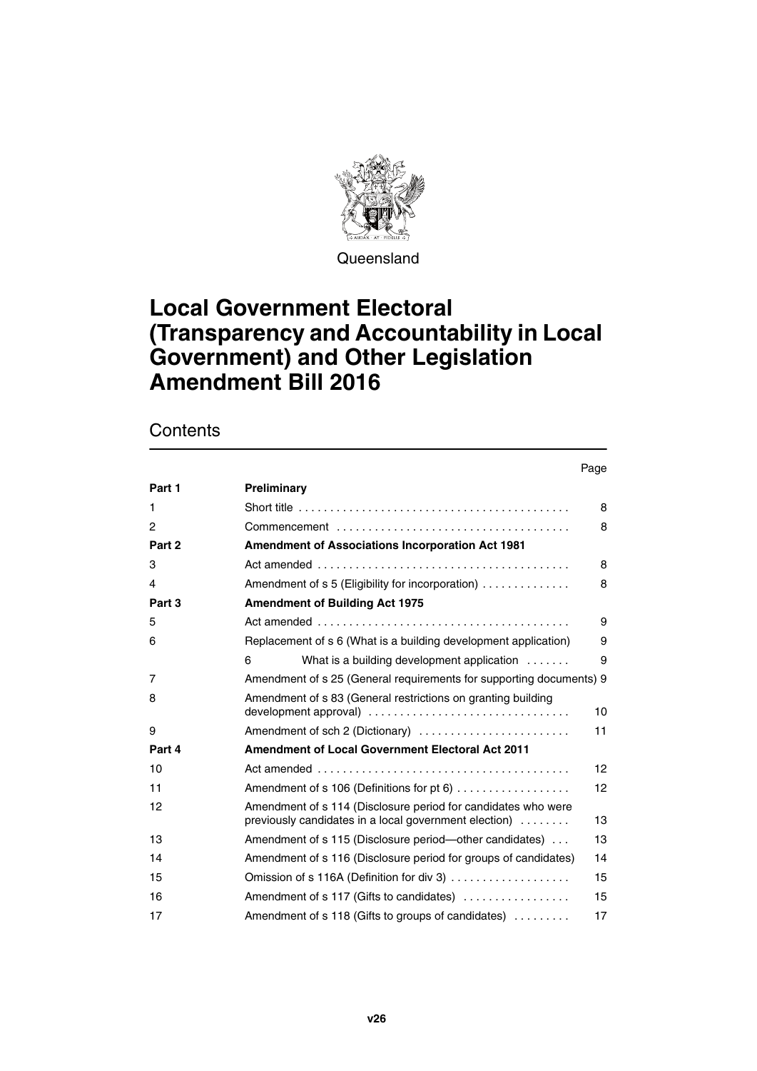Queensland

# Local Government Electoral (Transparency and Accountability in Local Government) and Other Legislation Amendment Bill 2016

## Contents

| | | Page |
|---|---|---|
| **Part 1** | **Preliminary** | |
| 1 | Short title | 8 |
| 2 | Commencement | 8 |
| **Part 2** | **Amendment of Associations Incorporation Act 1981** | |
| 3 | Act amended | 8 |
| 4 | Amendment of s 5 (Eligibility for incorporation) | 8 |
| **Part 3** | **Amendment of Building Act 1975** | |
| 5 | Act amended | 9 |
| 6 | Replacement of s 6 (What is a building development application) | 9 |
| | 6 What is a building development application | 9 |
| 7 | Amendment of s 25 (General requirements for supporting documents) | 9 |
| 8 | Amendment of s 83 (General restrictions on granting building development approval) | 10 |
| 9 | Amendment of sch 2 (Dictionary) | 11 |
| **Part 4** | **Amendment of Local Government Electoral Act 2011** | |
| 10 | Act amended | 12 |
| 11 | Amendment of s 106 (Definitions for pt 6) | 12 |
| 12 | Amendment of s 114 (Disclosure period for candidates who were previously candidates in a local government election) | 13 |
| 13 | Amendment of s 115 (Disclosure period—other candidates) | 13 |
| 14 | Amendment of s 116 (Disclosure period for groups of candidates) | 14 |
| 15 | Omission of s 116A (Definition for div 3) | 15 |
| 16 | Amendment of s 117 (Gifts to candidates) | 15 |
| 17 | Amendment of s 118 (Gifts to groups of candidates) | 17 |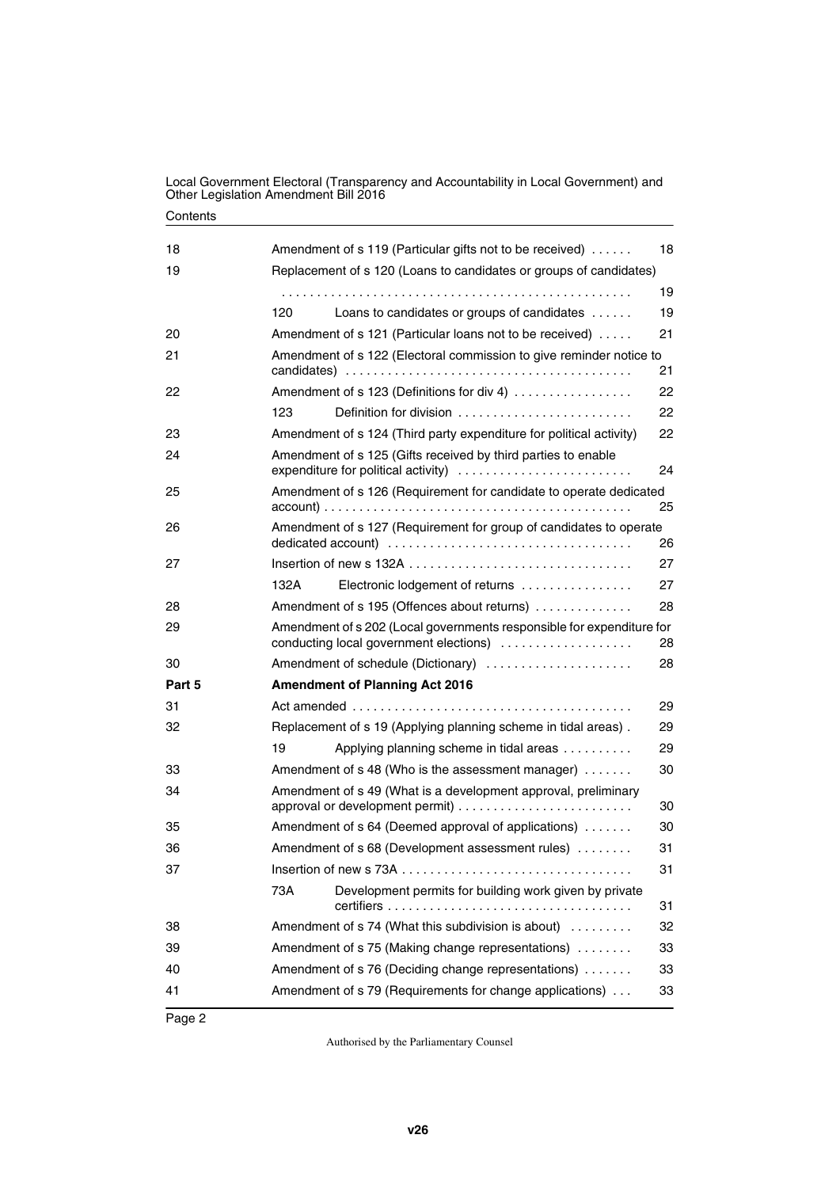| | | | |
|---|---|---|---|
| 18 | Amendment of s 119 (Particular gifts not to be received) | | 18 |
| 19 | Replacement of s 120 (Loans to candidates or groups of candidates) | | 19 |
| | 120 | Loans to candidates or groups of candidates | 19 |
| 20 | Amendment of s 121 (Particular loans not to be received) | | 21 |
| 21 | Amendment of s 122 (Electoral commission to give reminder notice to candidates) | | 21 |
| 22 | Amendment of s 123 (Definitions for div 4) | | 22 |
| | 123 | Definition for division | 22 |
| 23 | Amendment of s 124 (Third party expenditure for political activity) | | 22 |
| 24 | Amendment of s 125 (Gifts received by third parties to enable expenditure for political activity) | | 24 |
| 25 | Amendment of s 126 (Requirement for candidate to operate dedicated account) | | 25 |
| 26 | Amendment of s 127 (Requirement for group of candidates to operate dedicated account) | | 26 |
| 27 | Insertion of new s 132A | | 27 |
| | 132A | Electronic lodgement of returns | 27 |
| 28 | Amendment of s 195 (Offences about returns) | | 28 |
| 29 | Amendment of s 202 (Local governments responsible for expenditure for conducting local government elections) | | 28 |
| 30 | Amendment of schedule (Dictionary) | | 28 |
| **Part 5** | **Amendment of Planning Act 2016** | | |
| 31 | Act amended | | 29 |
| 32 | Replacement of s 19 (Applying planning scheme in tidal areas) | | 29 |
| | 19 | Applying planning scheme in tidal areas | 29 |
| 33 | Amendment of s 48 (Who is the assessment manager) | | 30 |
| 34 | Amendment of s 49 (What is a development approval, preliminary approval or development permit) | | 30 |
| 35 | Amendment of s 64 (Deemed approval of applications) | | 30 |
| 36 | Amendment of s 68 (Development assessment rules) | | 31 |
| 37 | Insertion of new s 73A | | 31 |
| | 73A | Development permits for building work given by private certifiers | 31 |
| 38 | Amendment of s 74 (What this subdivision is about) | | 32 |
| 39 | Amendment of s 75 (Making change representations) | | 33 |
| 40 | Amendment of s 76 (Deciding change representations) | | 33 |
| 41 | Amendment of s 79 (Requirements for change applications) | | 33 |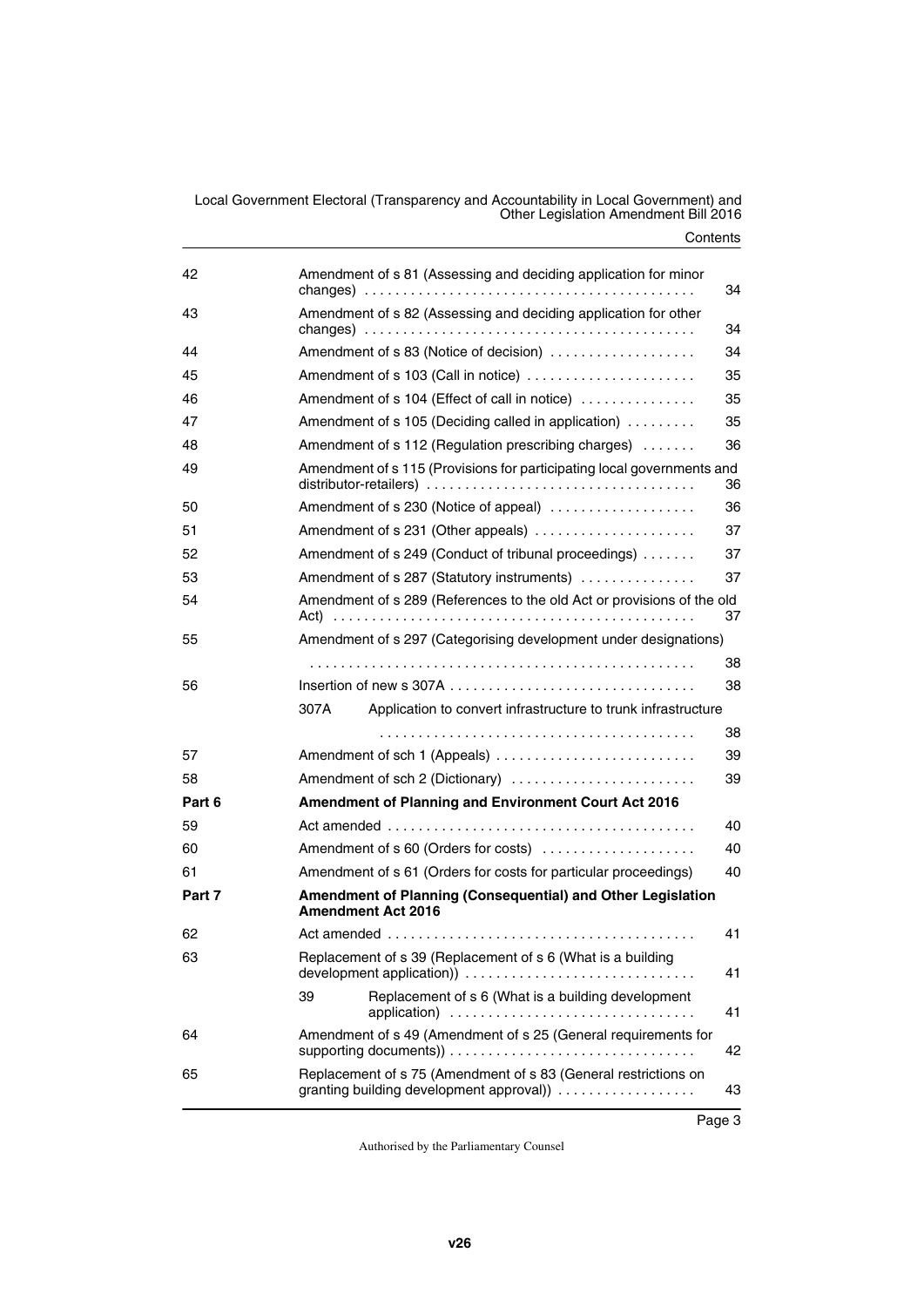| | | |
|---|---|---|
| 42 | Amendment of s 81 (Assessing and deciding application for minor changes) | 34 |
| 43 | Amendment of s 82 (Assessing and deciding application for other changes) | 34 |
| 44 | Amendment of s 83 (Notice of decision) | 34 |
| 45 | Amendment of s 103 (Call in notice) | 35 |
| 46 | Amendment of s 104 (Effect of call in notice) | 35 |
| 47 | Amendment of s 105 (Deciding called in application) | 35 |
| 48 | Amendment of s 112 (Regulation prescribing charges) | 36 |
| 49 | Amendment of s 115 (Provisions for participating local governments and distributor-retailers) | 36 |
| 50 | Amendment of s 230 (Notice of appeal) | 36 |
| 51 | Amendment of s 231 (Other appeals) | 37 |
| 52 | Amendment of s 249 (Conduct of tribunal proceedings) | 37 |
| 53 | Amendment of s 287 (Statutory instruments) | 37 |
| 54 | Amendment of s 289 (References to the old Act or provisions of the old Act) | 37 |
| 55 | Amendment of s 297 (Categorising development under designations) | 38 |
| 56 | Insertion of new s 307A | 38 |
| | 307A Application to convert infrastructure to trunk infrastructure | 38 |
| 57 | Amendment of sch 1 (Appeals) | 39 |
| 58 | Amendment of sch 2 (Dictionary) | 39 |
| **Part 6** | **Amendment of Planning and Environment Court Act 2016** | |
| 59 | Act amended | 40 |
| 60 | Amendment of s 60 (Orders for costs) | 40 |
| 61 | Amendment of s 61 (Orders for costs for particular proceedings) | 40 |
| **Part 7** | **Amendment of Planning (Consequential) and Other Legislation Amendment Act 2016** | |
| 62 | Act amended | 41 |
| 63 | Replacement of s 39 (Replacement of s 6 (What is a building development application)) | 41 |
| | 39 Replacement of s 6 (What is a building development application) | 41 |
| 64 | Amendment of s 49 (Amendment of s 25 (General requirements for supporting documents)) | 42 |
| 65 | Replacement of s 75 (Amendment of s 83 (General restrictions on granting building development approval)) | 43 |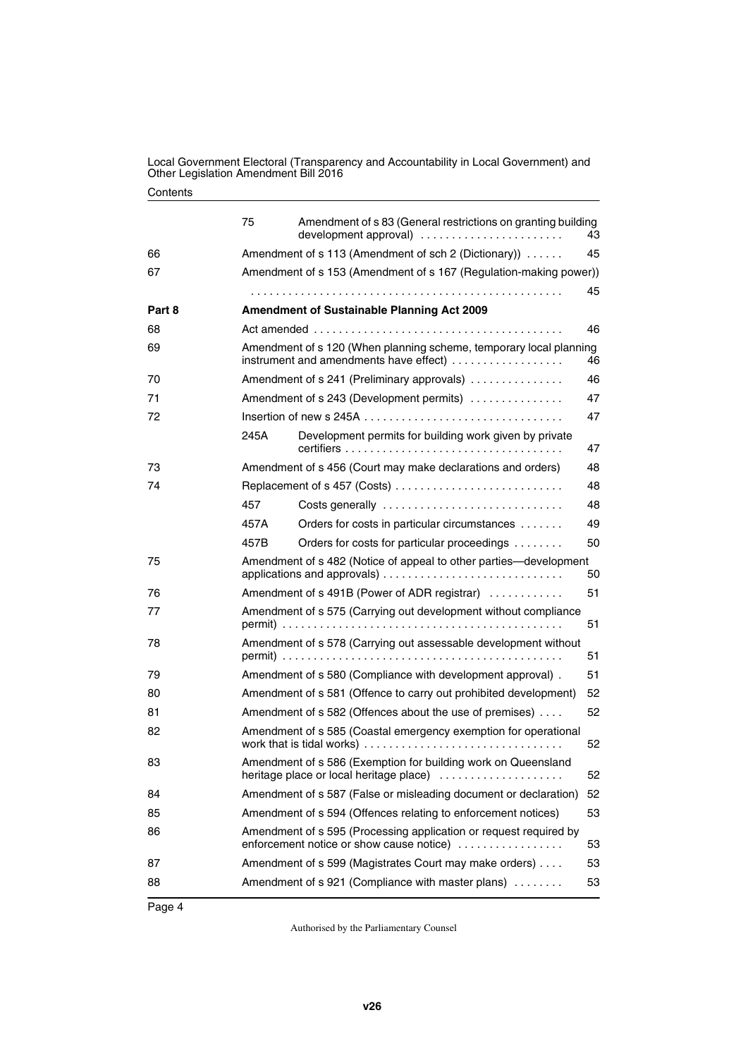| | | | |
|---|---|---|---|
| | 75 | Amendment of s 83 (General restrictions on granting building development approval) | 43 |
| 66 | | Amendment of s 113 (Amendment of sch 2 (Dictionary)) | 45 |
| 67 | | Amendment of s 153 (Amendment of s 167 (Regulation-making power)) | 45 |
| **Part 8** | | **Amendment of Sustainable Planning Act 2009** | |
| 68 | | Act amended | 46 |
| 69 | | Amendment of s 120 (When planning scheme, temporary local planning instrument and amendments have effect) | 46 |
| 70 | | Amendment of s 241 (Preliminary approvals) | 46 |
| 71 | | Amendment of s 243 (Development permits) | 47 |
| 72 | | Insertion of new s 245A | 47 |
| | 245A | Development permits for building work given by private certifiers | 47 |
| 73 | | Amendment of s 456 (Court may make declarations and orders) | 48 |
| 74 | | Replacement of s 457 (Costs) | 48 |
| | 457 | Costs generally | 48 |
| | 457A | Orders for costs in particular circumstances | 49 |
| | 457B | Orders for costs for particular proceedings | 50 |
| 75 | | Amendment of s 482 (Notice of appeal to other parties—development applications and approvals) | 50 |
| 76 | | Amendment of s 491B (Power of ADR registrar) | 51 |
| 77 | | Amendment of s 575 (Carrying out development without compliance permit) | 51 |
| 78 | | Amendment of s 578 (Carrying out assessable development without permit) | 51 |
| 79 | | Amendment of s 580 (Compliance with development approval) | 51 |
| 80 | | Amendment of s 581 (Offence to carry out prohibited development) | 52 |
| 81 | | Amendment of s 582 (Offences about the use of premises) | 52 |
| 82 | | Amendment of s 585 (Coastal emergency exemption for operational work that is tidal works) | 52 |
| 83 | | Amendment of s 586 (Exemption for building work on Queensland heritage place or local heritage place) | 52 |
| 84 | | Amendment of s 587 (False or misleading document or declaration) | 52 |
| 85 | | Amendment of s 594 (Offences relating to enforcement notices) | 53 |
| 86 | | Amendment of s 595 (Processing application or request required by enforcement notice or show cause notice) | 53 |
| 87 | | Amendment of s 599 (Magistrates Court may make orders) | 53 |
| 88 | | Amendment of s 921 (Compliance with master plans) | 53 |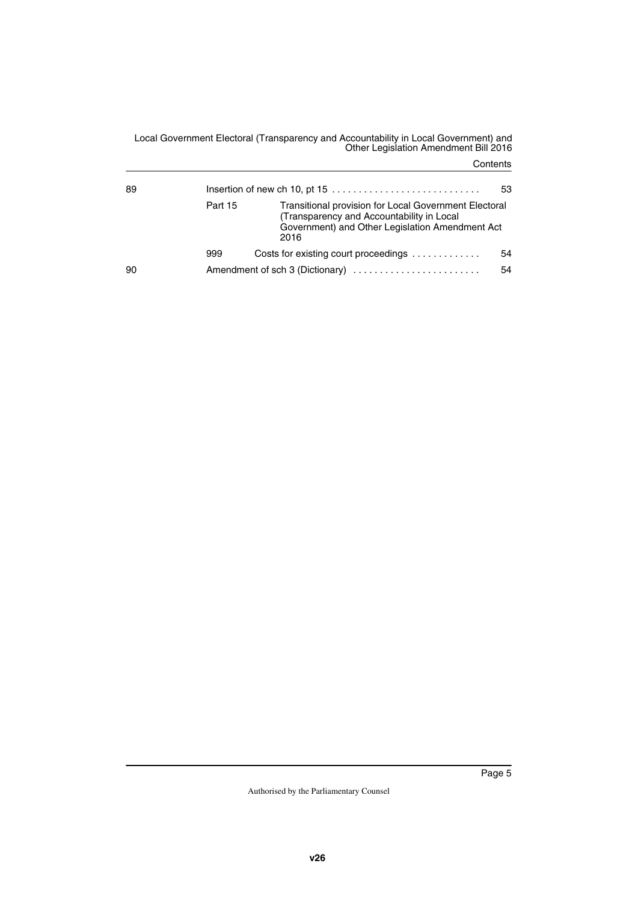| | | | |
|---|---|---|---|
| 89 | Insertion of new ch 10, pt 15 | | 53 |
| | Part 15 | Transitional provision for Local Government Electoral (Transparency and Accountability in Local Government) and Other Legislation Amendment Act 2016 | |
| | 999 | Costs for existing court proceedings | 54 |
| 90 | Amendment of sch 3 (Dictionary) | | 54 |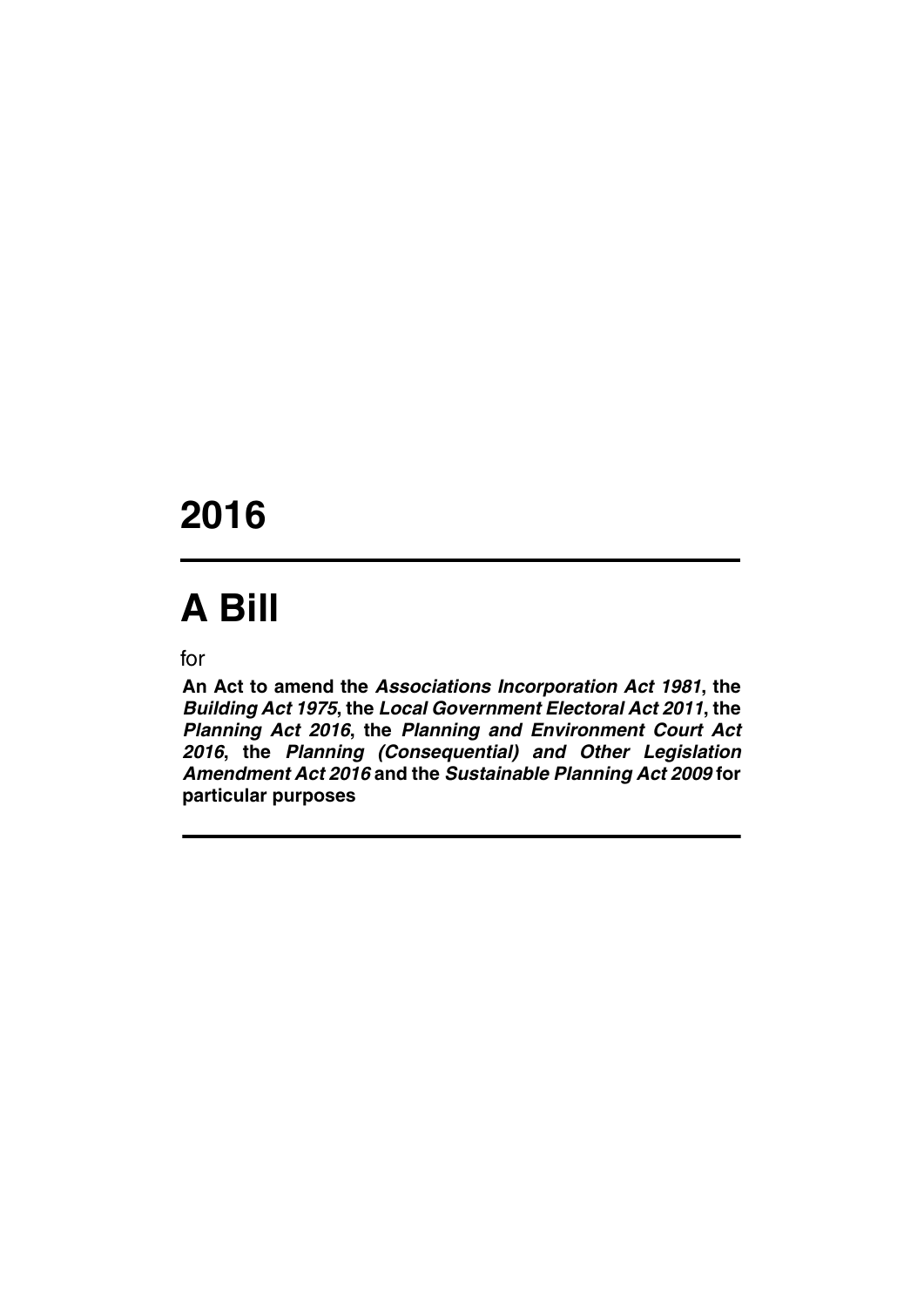# 2016

# A Bill

for

**An Act to amend the *Associations Incorporation Act 1981*, the *Building Act 1975*, the *Local Government Electoral Act 2011*, the *Planning Act 2016*, the *Planning and Environment Court Act 2016*, the *Planning (Consequential) and Other Legislation Amendment Act 2016* and the *Sustainable Planning Act 2009* for particular purposes**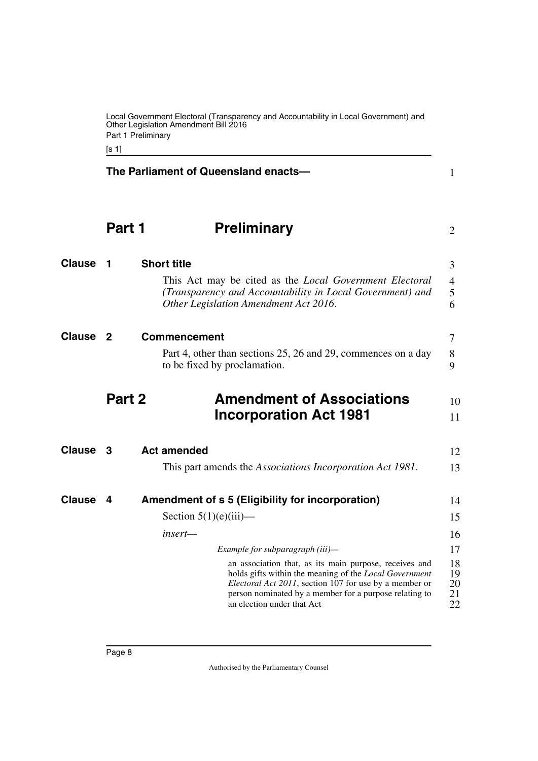**The Parliament of Queensland enacts—**

# Part 1 Preliminary

### Clause 1 Short title

This Act may be cited as the *Local Government Electoral (Transparency and Accountability in Local Government) and Other Legislation Amendment Act 2016*.

### Clause 2 Commencement

Part 4, other than sections 25, 26 and 29, commences on a day to be fixed by proclamation.

# Part 2 Amendment of Associations Incorporation Act 1981

### Clause 3 Act amended

This part amends the *Associations Incorporation Act 1981*.

### Clause 4 Amendment of s 5 (Eligibility for incorporation)

Section 5(1)(e)(iii)—

*insert—*

*Example for subparagraph (iii)—*

an association that, as its main purpose, receives and holds gifts within the meaning of the *Local Government Electoral Act 2011*, section 107 for use by a member or person nominated by a member for a purpose relating to an election under that Act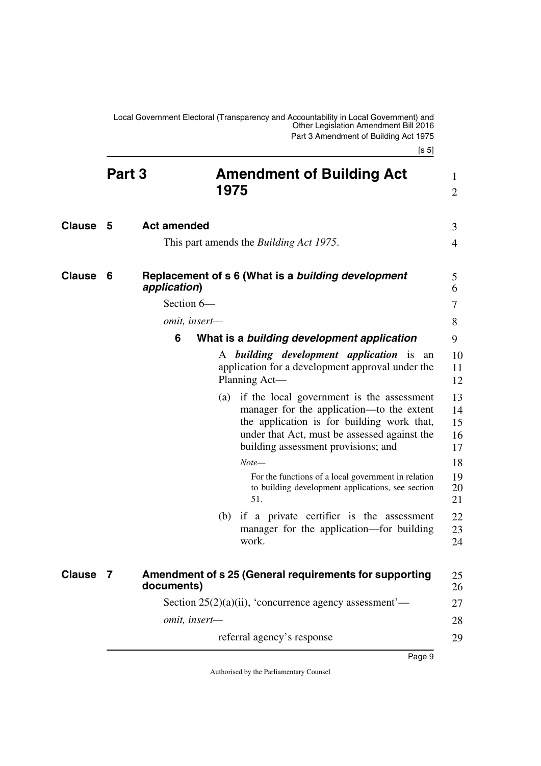# Part 3 Amendment of Building Act 1975

## Clause 5 Act amended

This part amends the *Building Act 1975*.

## Clause 6 Replacement of s 6 (What is a *building development application*)

Section 6—

*omit, insert—*

### 6 What is a *building development application*

A ***building development application*** is an application for a development approval under the Planning Act—

(a) if the local government is the assessment manager for the application—to the extent the application is for building work that, under that Act, must be assessed against the building assessment provisions; and

*Note—*

For the functions of a local government in relation to building development applications, see section 51.

(b) if a private certifier is the assessment manager for the application—for building work.

## Clause 7 Amendment of s 25 (General requirements for supporting documents)

Section 25(2)(a)(ii), 'concurrence agency assessment'—

*omit, insert—*

referral agency's response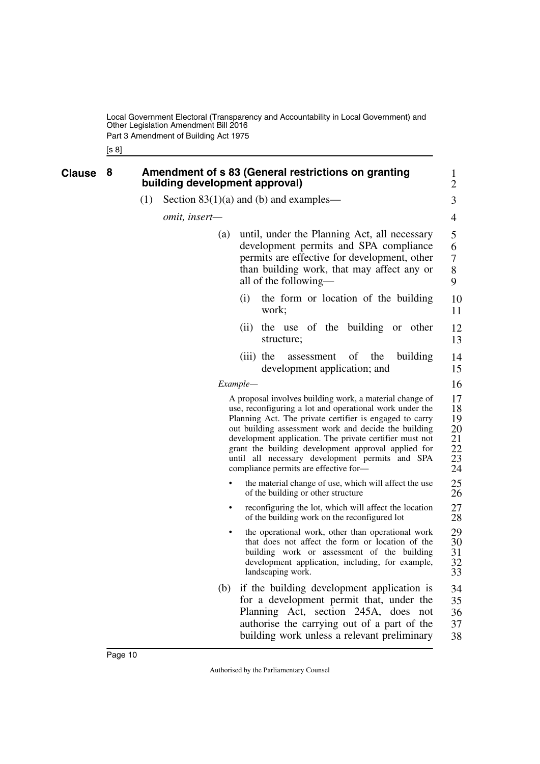## Clause 8 Amendment of s 83 (General restrictions on granting building development approval)

(1) Section 83(1)(a) and (b) and examples—

*omit, insert—*

(a) until, under the Planning Act, all necessary development permits and SPA compliance permits are effective for development, other than building work, that may affect any or all of the following—

(i) the form or location of the building work;

(ii) the use of the building or other structure;

(iii) the assessment of the building development application; and

*Example—*

A proposal involves building work, a material change of use, reconfiguring a lot and operational work under the Planning Act. The private certifier is engaged to carry out building assessment work and decide the building development application. The private certifier must not grant the building development approval applied for until all necessary development permits and SPA compliance permits are effective for—

- the material change of use, which will affect the use of the building or other structure
- reconfiguring the lot, which will affect the location of the building work on the reconfigured lot
- the operational work, other than operational work that does not affect the form or location of the building work or assessment of the building development application, including, for example, landscaping work.

(b) if the building development application is for a development permit that, under the Planning Act, section 245A, does not authorise the carrying out of a part of the building work unless a relevant preliminary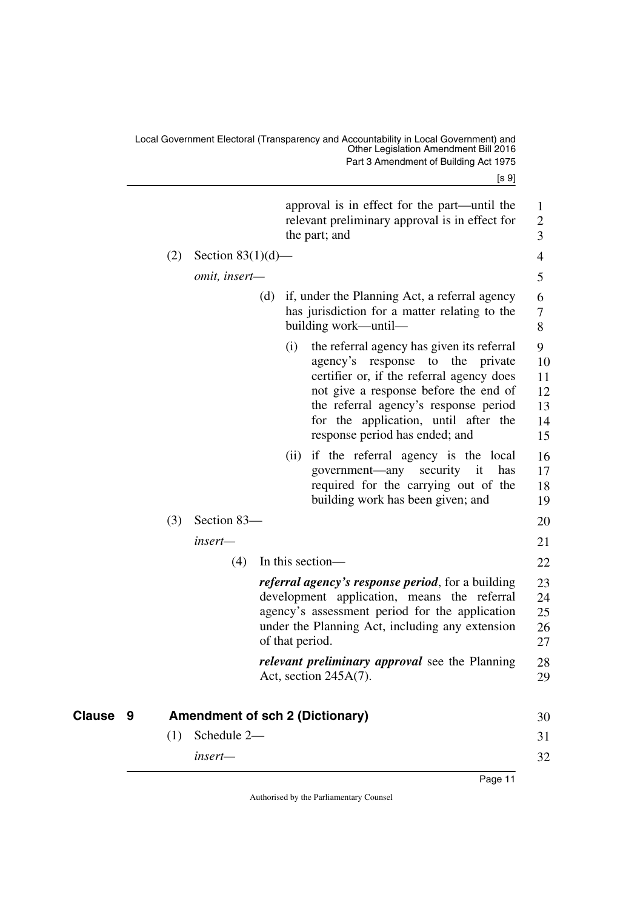approval is in effect for the part—until the relevant preliminary approval is in effect for the part; and

(2) Section 83(1)(d)—

*omit, insert—*

(d) if, under the Planning Act, a referral agency has jurisdiction for a matter relating to the building work—until—

(i) the referral agency has given its referral agency's response to the private certifier or, if the referral agency does not give a response before the end of the referral agency's response period for the application, until after the response period has ended; and

(ii) if the referral agency is the local government—any security it has required for the carrying out of the building work has been given; and

(3) Section 83—

*insert—*

(4) In this section—

***referral agency's response period***, for a building development application, means the referral agency's assessment period for the application under the Planning Act, including any extension of that period.

***relevant preliminary approval*** see the Planning Act, section 245A(7).

## Clause 9 Amendment of sch 2 (Dictionary)

(1) Schedule 2—

*insert—*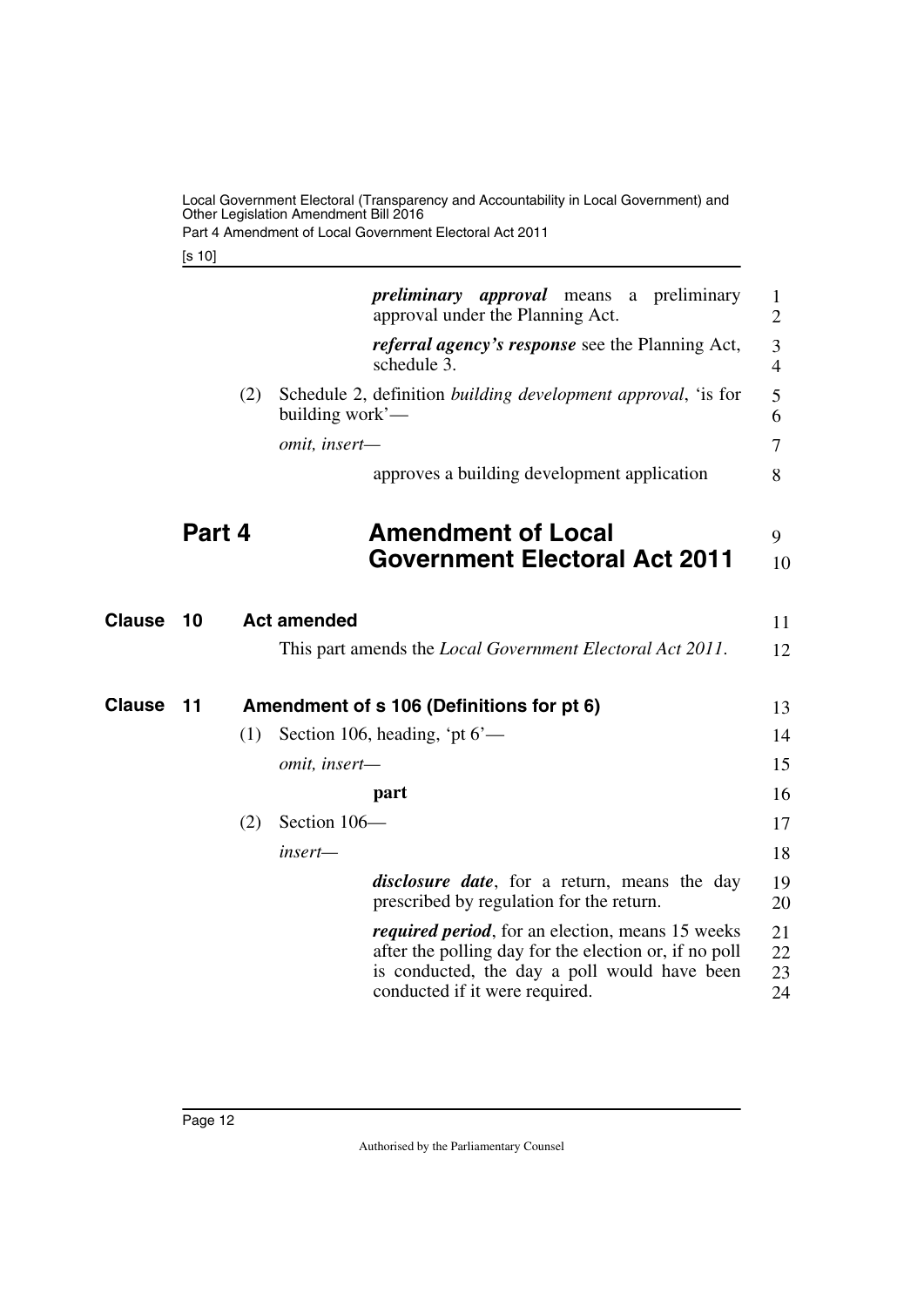***preliminary approval*** means a preliminary approval under the Planning Act.

***referral agency's response*** see the Planning Act, schedule 3.

(2) Schedule 2, definition *building development approval*, 'is for building work'—

*omit, insert—*

approves a building development application

# Part 4 Amendment of Local Government Electoral Act 2011

## Clause 10 Act amended

This part amends the *Local Government Electoral Act 2011*.

## Clause 11 Amendment of s 106 (Definitions for pt 6)

(1) Section 106, heading, 'pt 6'—

*omit, insert—*

**part**

(2) Section 106—

*insert—*

***disclosure date***, for a return, means the day prescribed by regulation for the return.

***required period***, for an election, means 15 weeks after the polling day for the election or, if no poll is conducted, the day a poll would have been conducted if it were required.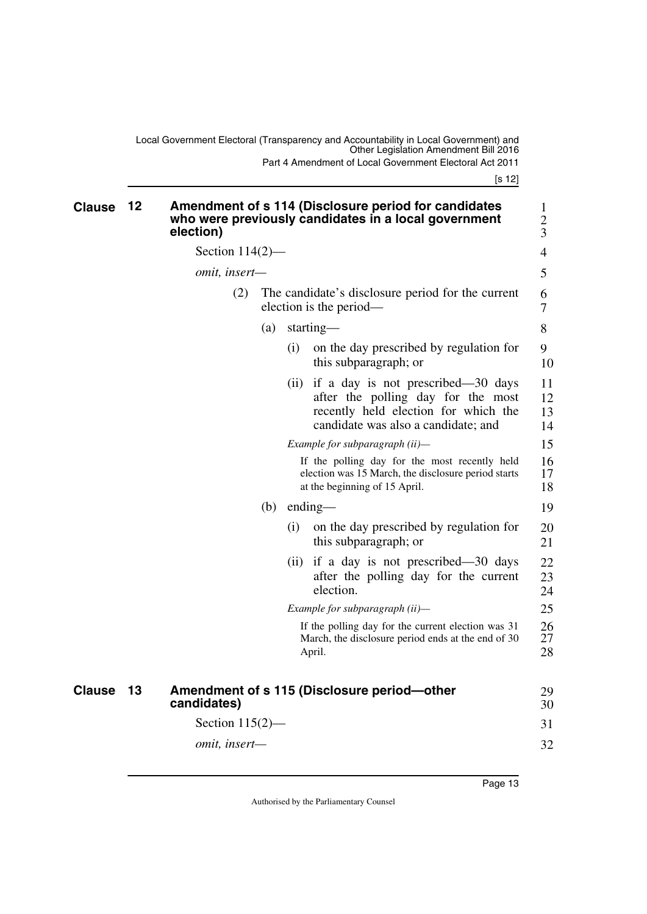## Clause 12 Amendment of s 114 (Disclosure period for candidates who were previously candidates in a local government election)

Section 114(2)—

*omit, insert—*

(2) The candidate's disclosure period for the current election is the period—

(a) starting—

(i) on the day prescribed by regulation for this subparagraph; or

(ii) if a day is not prescribed—30 days after the polling day for the most recently held election for which the candidate was also a candidate; and

*Example for subparagraph (ii)—*

If the polling day for the most recently held election was 15 March, the disclosure period starts at the beginning of 15 April.

(b) ending—

(i) on the day prescribed by regulation for this subparagraph; or

(ii) if a day is not prescribed—30 days after the polling day for the current election.

*Example for subparagraph (ii)—*

If the polling day for the current election was 31 March, the disclosure period ends at the end of 30 April.

## Clause 13 Amendment of s 115 (Disclosure period—other candidates)

Section 115(2)—

*omit, insert—*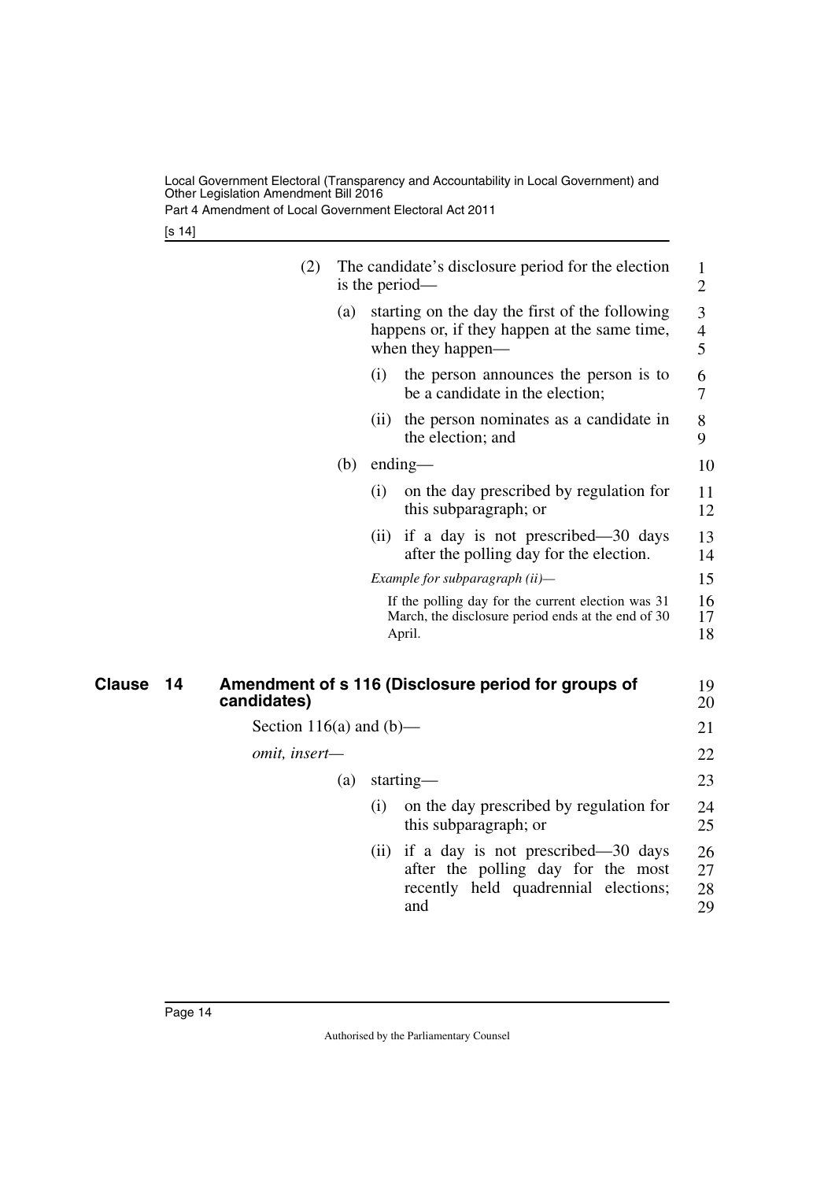(2) The candidate's disclosure period for the election is the period—

(a) starting on the day the first of the following happens or, if they happen at the same time, when they happen—

(i) the person announces the person is to be a candidate in the election;

(ii) the person nominates as a candidate in the election; and

(b) ending—

(i) on the day prescribed by regulation for this subparagraph; or

(ii) if a day is not prescribed—30 days after the polling day for the election.

*Example for subparagraph (ii)—*

If the polling day for the current election was 31 March, the disclosure period ends at the end of 30 April.

## Clause 14 Amendment of s 116 (Disclosure period for groups of candidates)

Section 116(a) and (b)—

*omit, insert—*

(a) starting—

(i) on the day prescribed by regulation for this subparagraph; or

(ii) if a day is not prescribed—30 days after the polling day for the most recently held quadrennial elections; and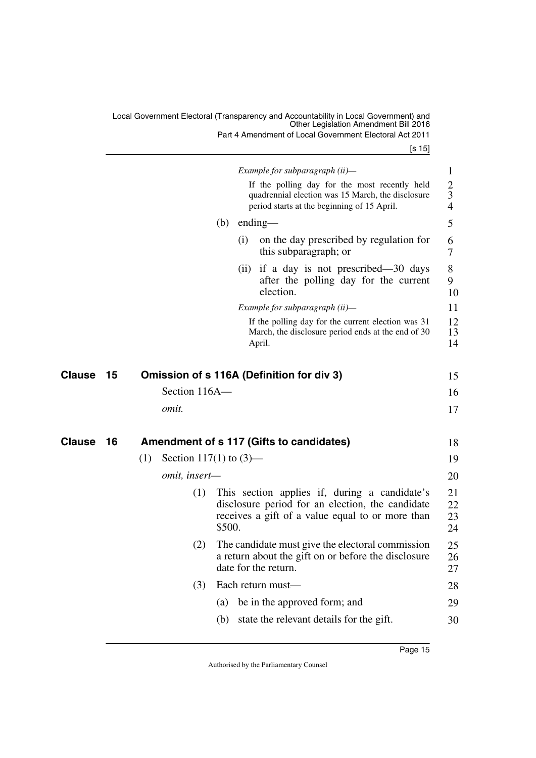*Example for subparagraph (ii)—*

If the polling day for the most recently held quadrennial election was 15 March, the disclosure period starts at the beginning of 15 April.

(b) ending—

(i) on the day prescribed by regulation for this subparagraph; or

(ii) if a day is not prescribed—30 days after the polling day for the current election.

*Example for subparagraph (ii)—*

If the polling day for the current election was 31 March, the disclosure period ends at the end of 30 April.

## Clause 15 Omission of s 116A (Definition for div 3)

Section 116A—

*omit.*

## Clause 16 Amendment of s 117 (Gifts to candidates)

(1) Section 117(1) to (3)—

*omit, insert—*

(1) This section applies if, during a candidate's disclosure period for an election, the candidate receives a gift of a value equal to or more than $500.

(2) The candidate must give the electoral commission a return about the gift on or before the disclosure date for the return.

(3) Each return must—

(a) be in the approved form; and

(b) state the relevant details for the gift.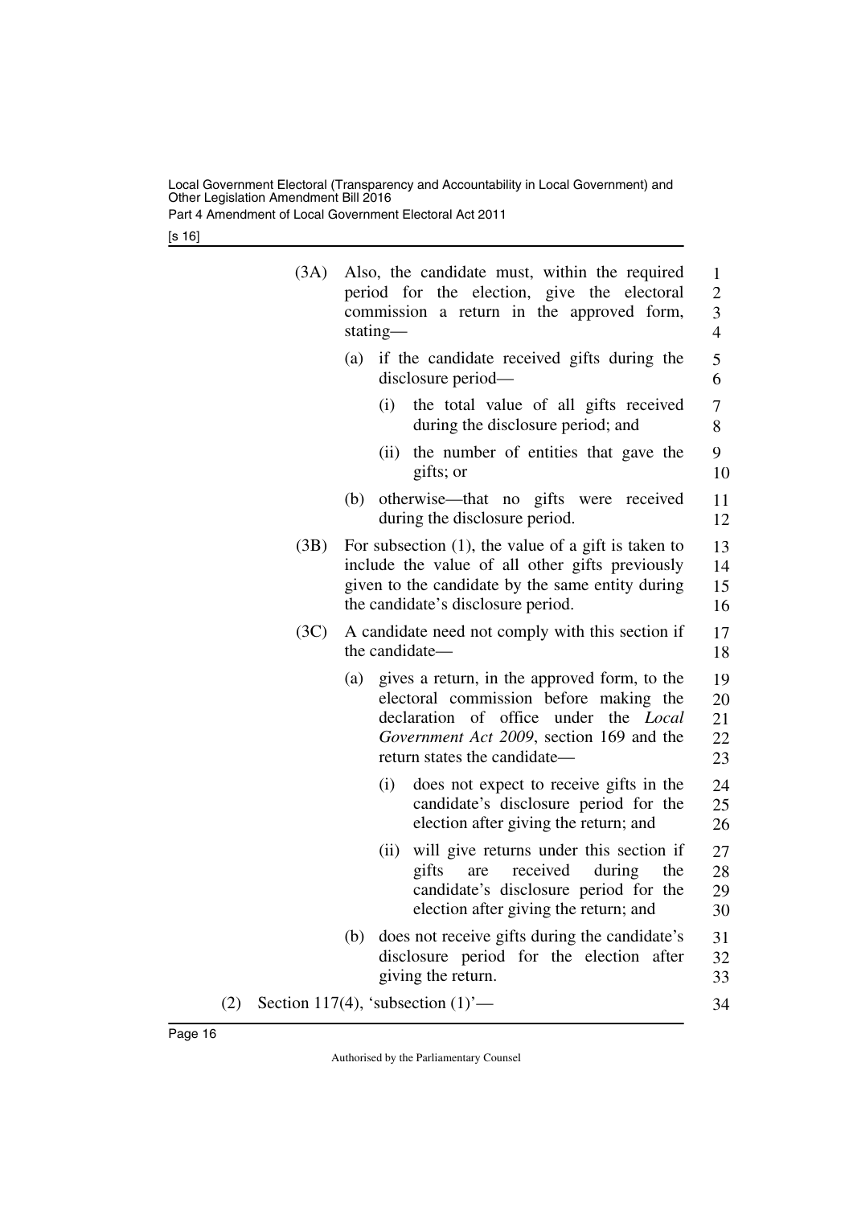(3A) Also, the candidate must, within the required period for the election, give the electoral commission a return in the approved form, stating—

(a) if the candidate received gifts during the disclosure period—

(i) the total value of all gifts received during the disclosure period; and

(ii) the number of entities that gave the gifts; or

(b) otherwise—that no gifts were received during the disclosure period.

(3B) For subsection (1), the value of a gift is taken to include the value of all other gifts previously given to the candidate by the same entity during the candidate's disclosure period.

(3C) A candidate need not comply with this section if the candidate—

(a) gives a return, in the approved form, to the electoral commission before making the declaration of office under the *Local Government Act 2009*, section 169 and the return states the candidate—

(i) does not expect to receive gifts in the candidate's disclosure period for the election after giving the return; and

(ii) will give returns under this section if gifts are received during the candidate's disclosure period for the election after giving the return; and

(b) does not receive gifts during the candidate's disclosure period for the election after giving the return.

(2) Section 117(4), 'subsection (1)'—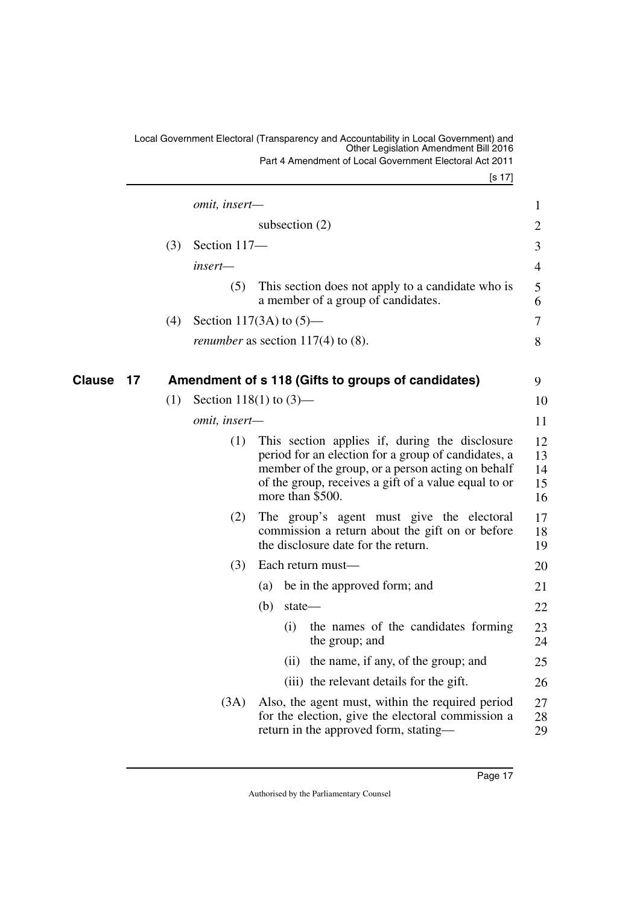*omit, insert—*

subsection (2)

(3) Section 117—

*insert—*

(5) This section does not apply to a candidate who is a member of a group of candidates.

(4) Section 117(3A) to (5)—

*renumber* as section 117(4) to (8).

## Clause 17 Amendment of s 118 (Gifts to groups of candidates)

(1) Section 118(1) to (3)—

*omit, insert—*

(1) This section applies if, during the disclosure period for an election for a group of candidates, a member of the group, or a person acting on behalf of the group, receives a gift of a value equal to or more than $500.

(2) The group's agent must give the electoral commission a return about the gift on or before the disclosure date for the return.

(3) Each return must—

(a) be in the approved form; and

(b) state—

(i) the names of the candidates forming the group; and

(ii) the name, if any, of the group; and

(iii) the relevant details for the gift.

(3A) Also, the agent must, within the required period for the election, give the electoral commission a return in the approved form, stating—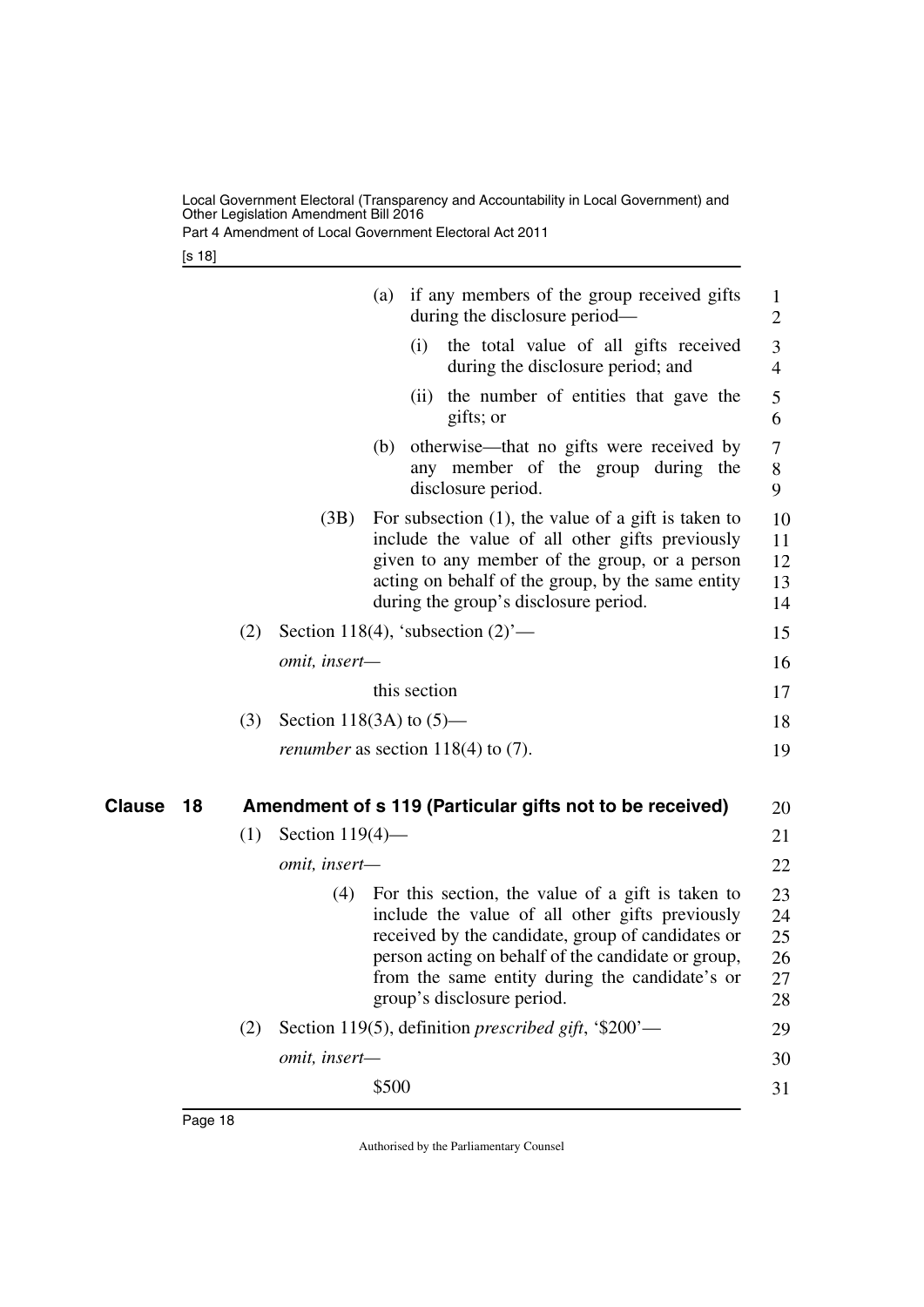(a) if any members of the group received gifts during the disclosure period—

(i) the total value of all gifts received during the disclosure period; and

(ii) the number of entities that gave the gifts; or

(b) otherwise—that no gifts were received by any member of the group during the disclosure period.

(3B) For subsection (1), the value of a gift is taken to include the value of all other gifts previously given to any member of the group, or a person acting on behalf of the group, by the same entity during the group's disclosure period.

(2) Section 118(4), 'subsection (2)'—

*omit, insert—*

this section

(3) Section 118(3A) to (5)—

*renumber* as section 118(4) to (7).

## Clause 18 Amendment of s 119 (Particular gifts not to be received)

(1) Section 119(4)—

*omit, insert—*

(4) For this section, the value of a gift is taken to include the value of all other gifts previously received by the candidate, group of candidates or person acting on behalf of the candidate or group, from the same entity during the candidate's or group's disclosure period.

(2) Section 119(5), definition *prescribed gift*, '$200'—

*omit, insert—*

$500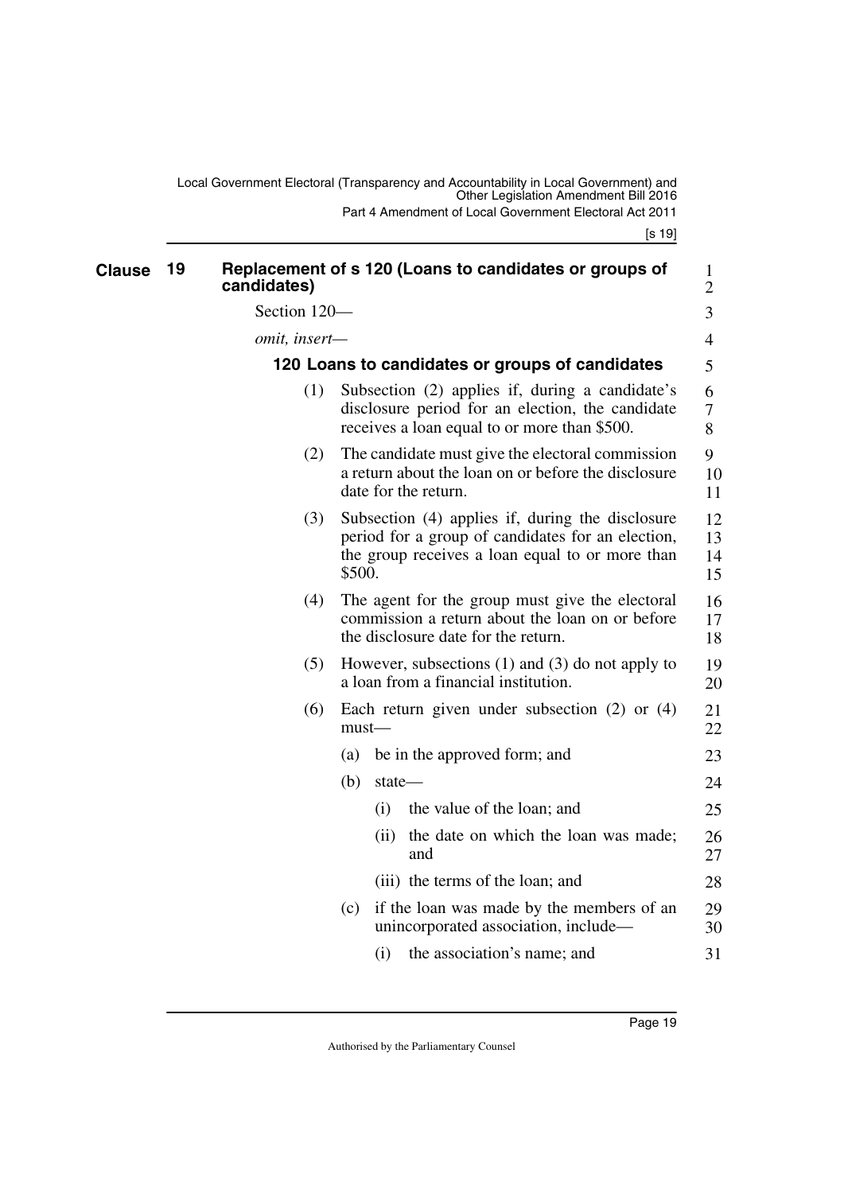## Clause 19 Replacement of s 120 (Loans to candidates or groups of candidates)

Section 120—

*omit, insert—*

### 120 Loans to candidates or groups of candidates

(1) Subsection (2) applies if, during a candidate's disclosure period for an election, the candidate receives a loan equal to or more than $500.

(2) The candidate must give the electoral commission a return about the loan on or before the disclosure date for the return.

(3) Subsection (4) applies if, during the disclosure period for a group of candidates for an election, the group receives a loan equal to or more than $500.

(4) The agent for the group must give the electoral commission a return about the loan on or before the disclosure date for the return.

(5) However, subsections (1) and (3) do not apply to a loan from a financial institution.

(6) Each return given under subsection (2) or (4) must—

(a) be in the approved form; and

(b) state—

(i) the value of the loan; and

(ii) the date on which the loan was made; and

(iii) the terms of the loan; and

(c) if the loan was made by the members of an unincorporated association, include—

(i) the association's name; and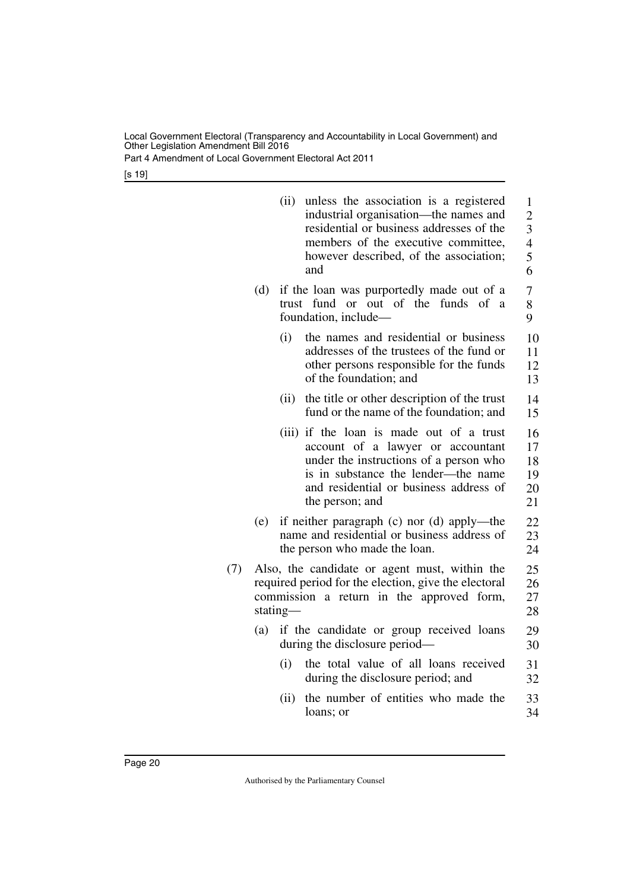(ii) unless the association is a registered industrial organisation—the names and residential or business addresses of the members of the executive committee, however described, of the association; and

(d) if the loan was purportedly made out of a trust fund or out of the funds of a foundation, include—

(i) the names and residential or business addresses of the trustees of the fund or other persons responsible for the funds of the foundation; and

(ii) the title or other description of the trust fund or the name of the foundation; and

(iii) if the loan is made out of a trust account of a lawyer or accountant under the instructions of a person who is in substance the lender—the name and residential or business address of the person; and

(e) if neither paragraph (c) nor (d) apply—the name and residential or business address of the person who made the loan.

(7) Also, the candidate or agent must, within the required period for the election, give the electoral commission a return in the approved form, stating—

(a) if the candidate or group received loans during the disclosure period—

(i) the total value of all loans received during the disclosure period; and

(ii) the number of entities who made the loans; or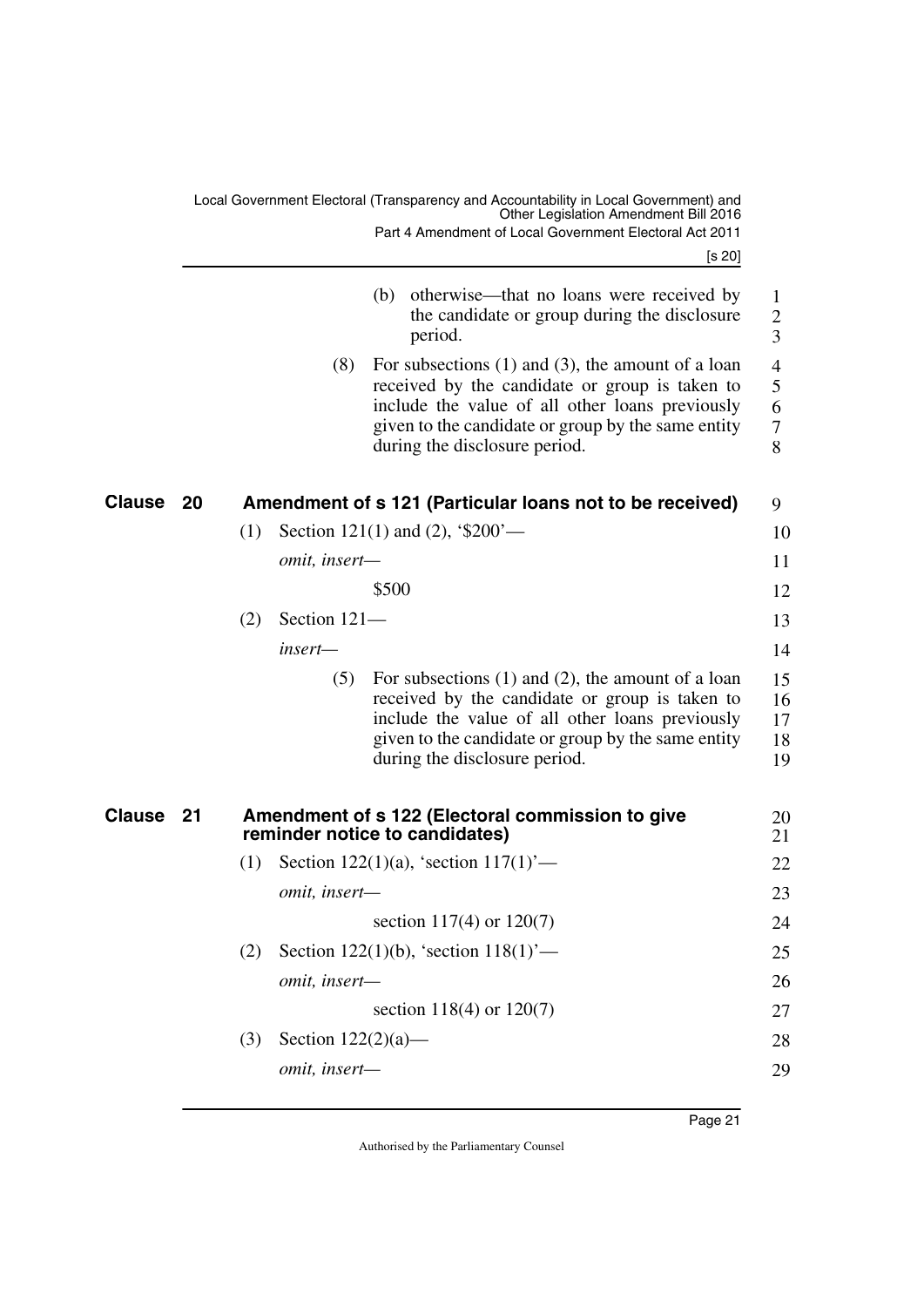(b) otherwise—that no loans were received by the candidate or group during the disclosure period.

(8) For subsections (1) and (3), the amount of a loan received by the candidate or group is taken to include the value of all other loans previously given to the candidate or group by the same entity during the disclosure period.

## Clause 20 Amendment of s 121 (Particular loans not to be received)

(1) Section 121(1) and (2), '$200'—

*omit, insert—*

$500

(2) Section 121—

*insert—*

(5) For subsections (1) and (2), the amount of a loan received by the candidate or group is taken to include the value of all other loans previously given to the candidate or group by the same entity during the disclosure period.

## Clause 21 Amendment of s 122 (Electoral commission to give reminder notice to candidates)

(1) Section 122(1)(a), 'section 117(1)'—

*omit, insert—*

section 117(4) or 120(7)

(2) Section 122(1)(b), 'section 118(1)'—

*omit, insert—*

section 118(4) or 120(7)

(3) Section 122(2)(a)—

*omit, insert—*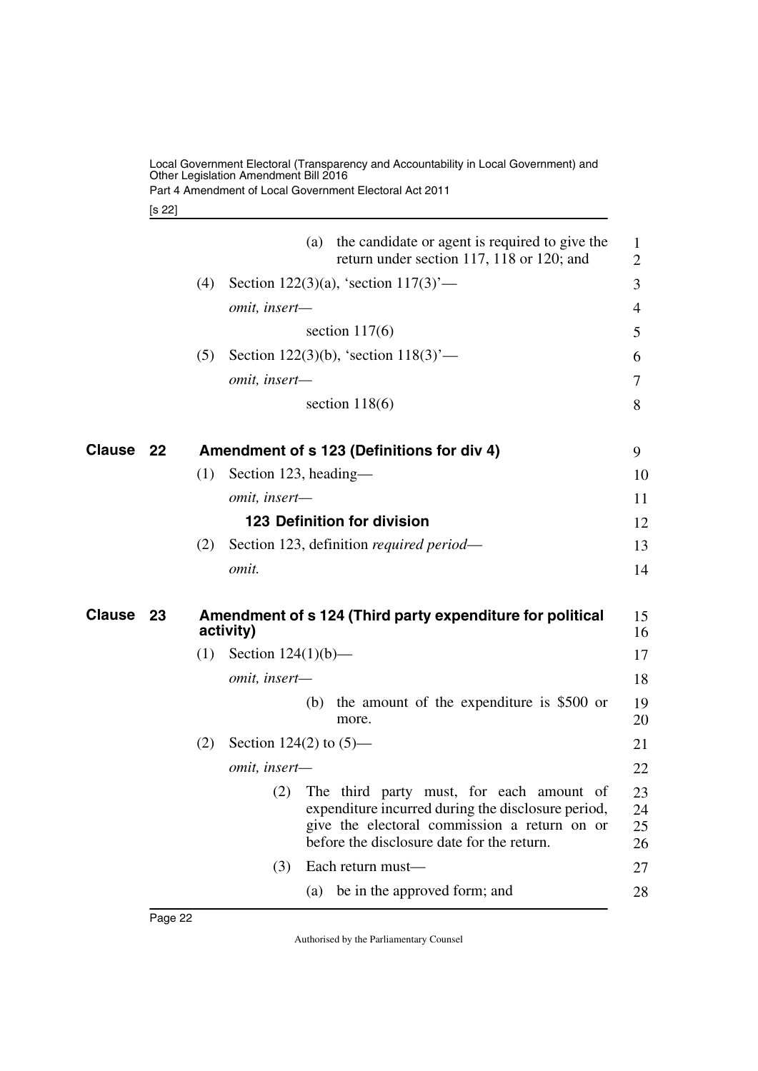(a) the candidate or agent is required to give the return under section 117, 118 or 120; and

(4) Section 122(3)(a), 'section 117(3)'—

*omit, insert—*

section 117(6)

(5) Section 122(3)(b), 'section 118(3)'—

*omit, insert—*

section 118(6)

## Clause 22 Amendment of s 123 (Definitions for div 4)

(1) Section 123, heading—

*omit, insert—*

**123 Definition for division**

(2) Section 123, definition *required period*—

*omit.*

## Clause 23 Amendment of s 124 (Third party expenditure for political activity)

(1) Section 124(1)(b)—

*omit, insert—*

(b) the amount of the expenditure is $500 or more.

(2) Section 124(2) to (5)—

*omit, insert—*

(2) The third party must, for each amount of expenditure incurred during the disclosure period, give the electoral commission a return on or before the disclosure date for the return.

(3) Each return must—

(a) be in the approved form; and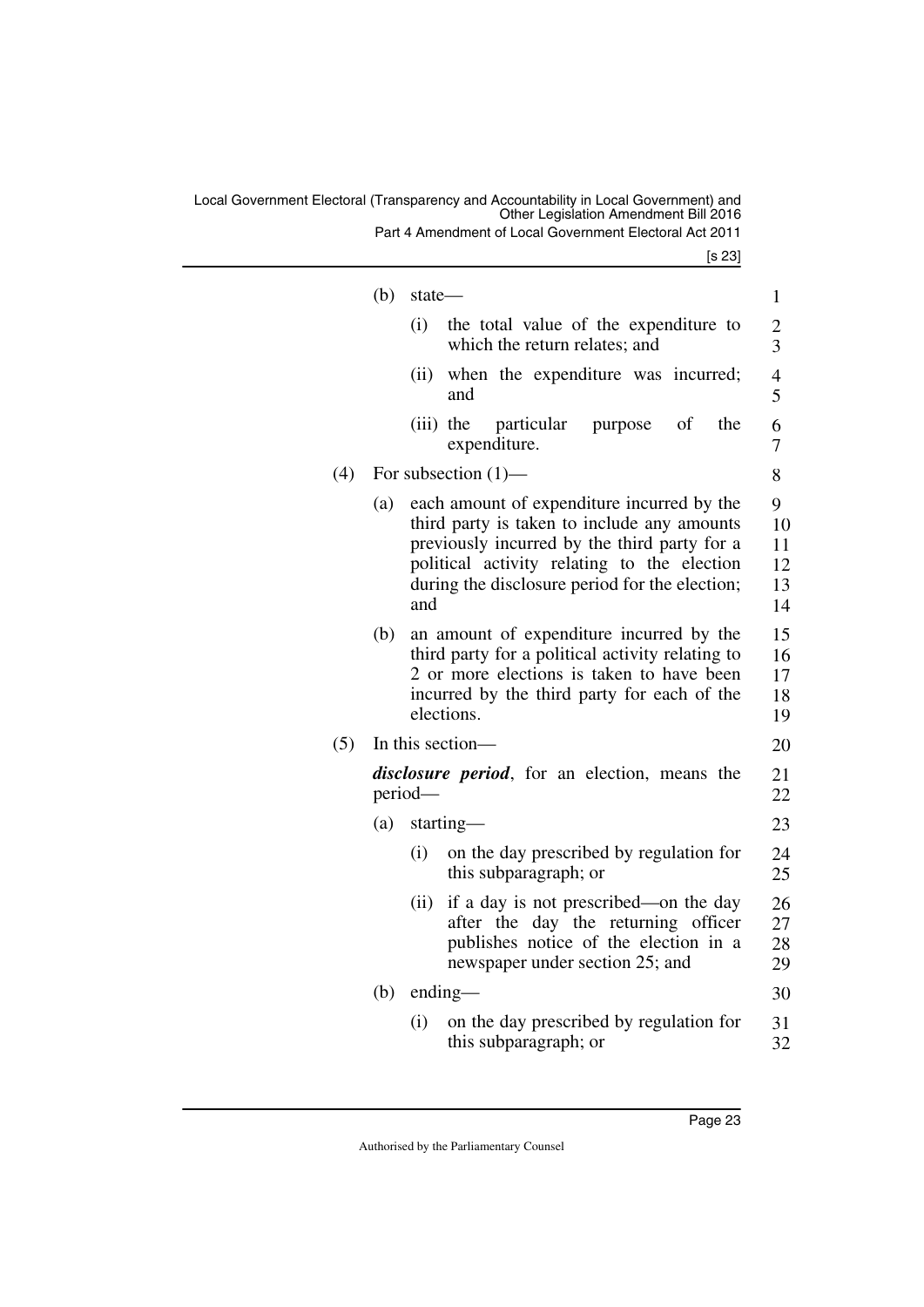(b) state—

(i) the total value of the expenditure to which the return relates; and

(ii) when the expenditure was incurred; and

(iii) the particular purpose of the expenditure.

(4) For subsection (1)—

(a) each amount of expenditure incurred by the third party is taken to include any amounts previously incurred by the third party for a political activity relating to the election during the disclosure period for the election; and

(b) an amount of expenditure incurred by the third party for a political activity relating to 2 or more elections is taken to have been incurred by the third party for each of the elections.

(5) In this section—

***disclosure period***, for an election, means the period—

(a) starting—

(i) on the day prescribed by regulation for this subparagraph; or

(ii) if a day is not prescribed—on the day after the day the returning officer publishes notice of the election in a newspaper under section 25; and

(b) ending—

(i) on the day prescribed by regulation for this subparagraph; or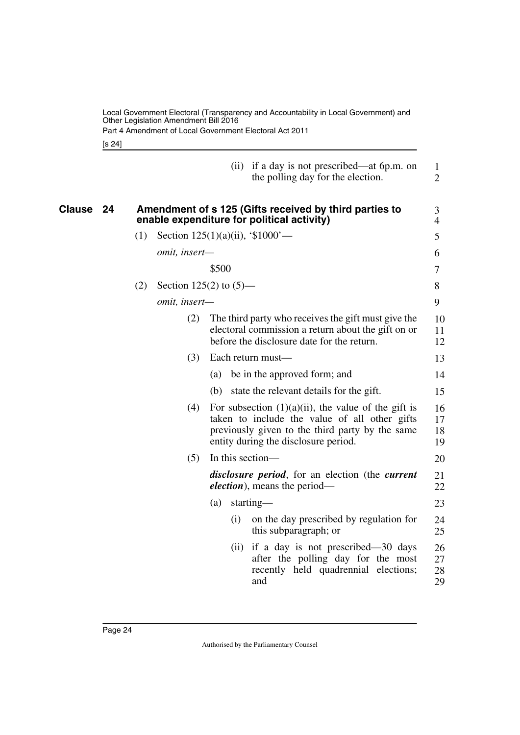(ii) if a day is not prescribed—at 6p.m. on the polling day for the election.

## Clause 24 Amendment of s 125 (Gifts received by third parties to enable expenditure for political activity)

(1) Section 125(1)(a)(ii), '$1000'—

*omit, insert—*

$500

(2) Section 125(2) to (5)—

*omit, insert—*

(2) The third party who receives the gift must give the electoral commission a return about the gift on or before the disclosure date for the return.

(3) Each return must—

(a) be in the approved form; and

(b) state the relevant details for the gift.

(4) For subsection (1)(a)(ii), the value of the gift is taken to include the value of all other gifts previously given to the third party by the same entity during the disclosure period.

(5) In this section—

***disclosure period***, for an election (the ***current election***), means the period—

(a) starting—

(i) on the day prescribed by regulation for this subparagraph; or

(ii) if a day is not prescribed—30 days after the polling day for the most recently held quadrennial elections; and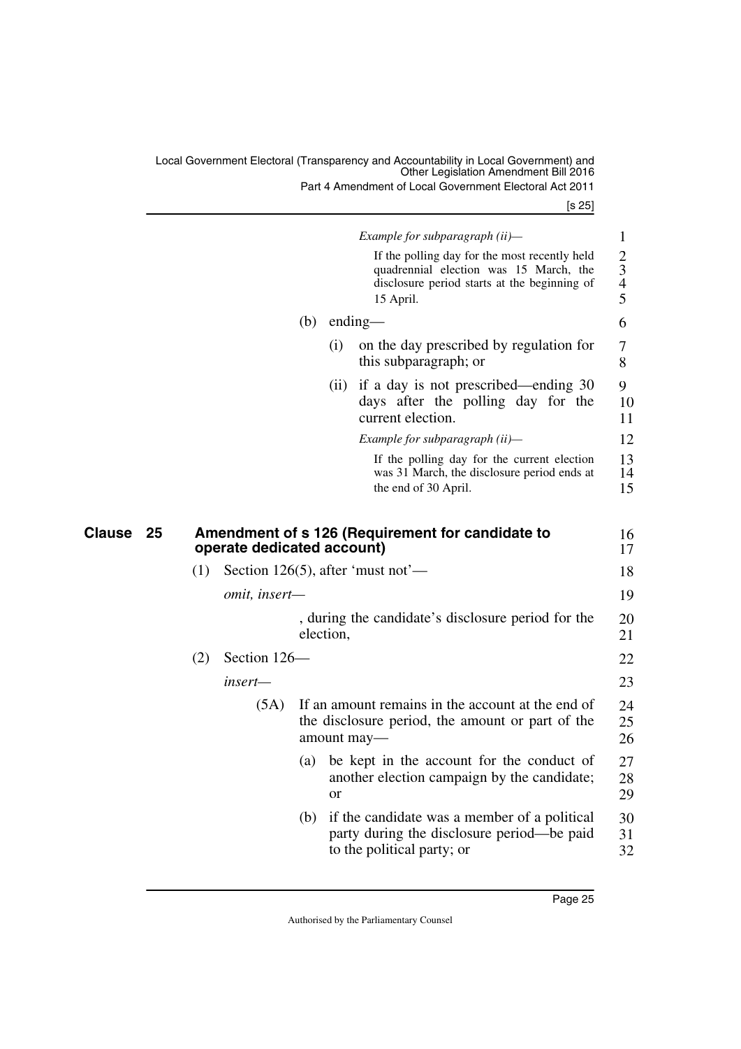*Example for subparagraph (ii)—*

If the polling day for the most recently held quadrennial election was 15 March, the disclosure period starts at the beginning of 15 April.

(b) ending—

(i) on the day prescribed by regulation for this subparagraph; or

(ii) if a day is not prescribed—ending 30 days after the polling day for the current election.

*Example for subparagraph (ii)—*

If the polling day for the current election was 31 March, the disclosure period ends at the end of 30 April.

## Clause 25 Amendment of s 126 (Requirement for candidate to operate dedicated account)

(1) Section 126(5), after 'must not'—

*omit, insert—*

, during the candidate's disclosure period for the election,

(2) Section 126—

*insert—*

(5A) If an amount remains in the account at the end of the disclosure period, the amount or part of the amount may—

(a) be kept in the account for the conduct of another election campaign by the candidate; or

(b) if the candidate was a member of a political party during the disclosure period—be paid to the political party; or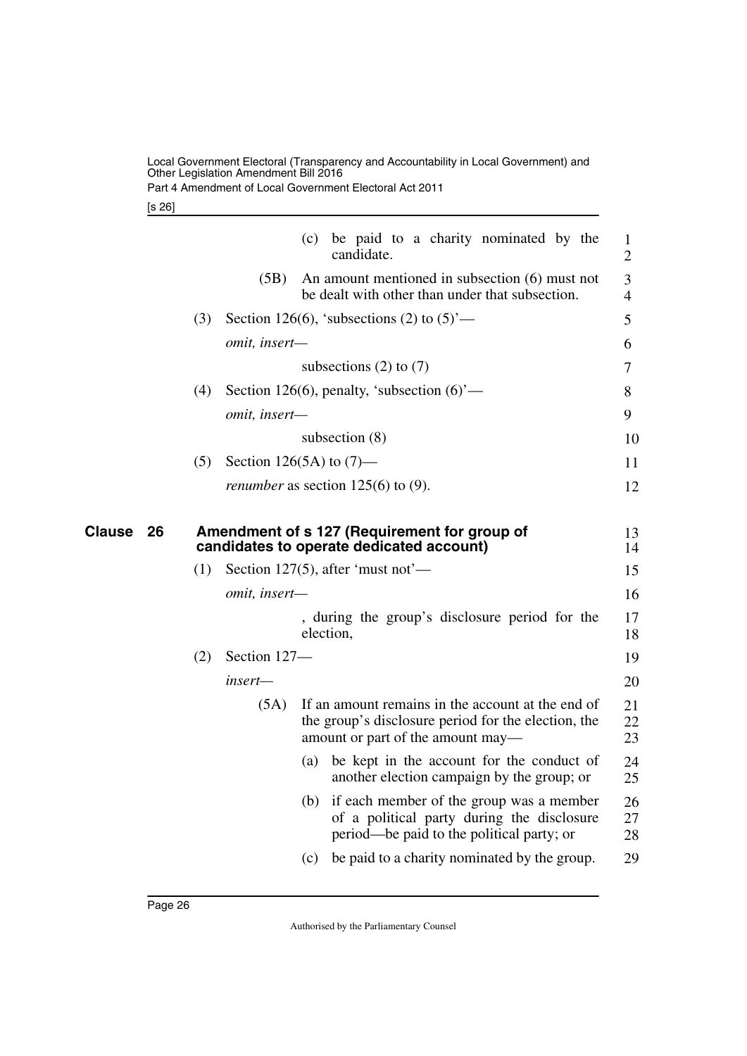(c) be paid to a charity nominated by the candidate.

(5B) An amount mentioned in subsection (6) must not be dealt with other than under that subsection.

(3) Section 126(6), 'subsections (2) to (5)'—

*omit, insert—*

subsections (2) to (7)

(4) Section 126(6), penalty, 'subsection (6)'—

*omit, insert—*

subsection (8)

(5) Section 126(5A) to (7)—

*renumber* as section 125(6) to (9).

## Clause 26 Amendment of s 127 (Requirement for group of candidates to operate dedicated account)

(1) Section 127(5), after 'must not'—

*omit, insert—*

, during the group's disclosure period for the election,

(2) Section 127—

*insert—*

(5A) If an amount remains in the account at the end of the group's disclosure period for the election, the amount or part of the amount may—

(a) be kept in the account for the conduct of another election campaign by the group; or

(b) if each member of the group was a member of a political party during the disclosure period—be paid to the political party; or

(c) be paid to a charity nominated by the group.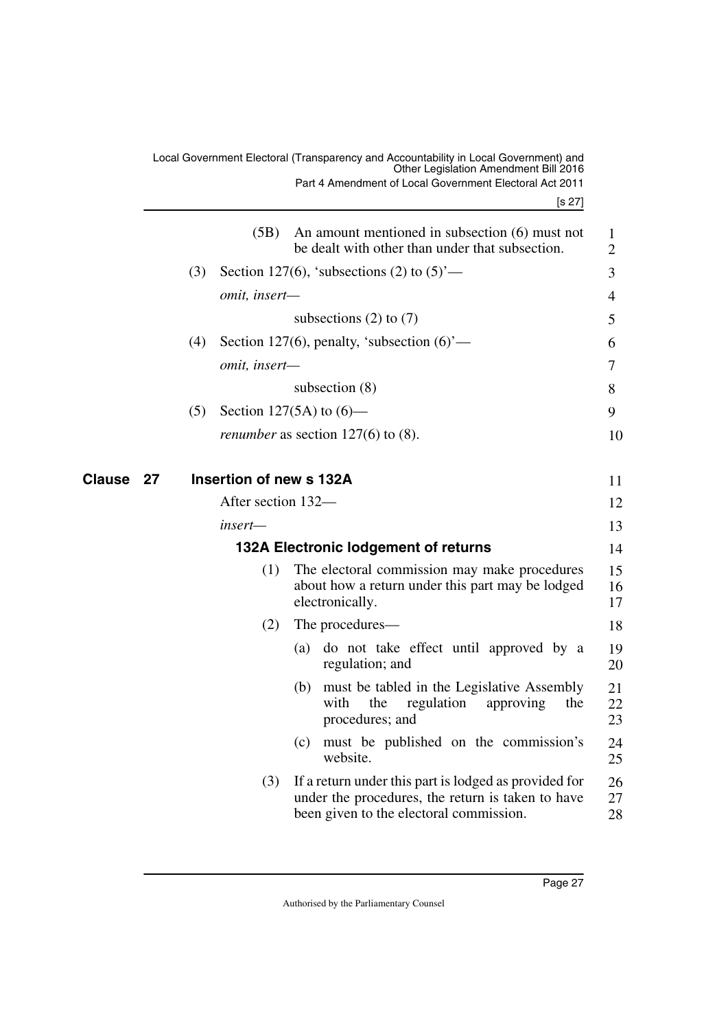(5B) An amount mentioned in subsection (6) must not be dealt with other than under that subsection.

(3) Section 127(6), 'subsections (2) to (5)'—

*omit, insert—*

subsections (2) to (7)

(4) Section 127(6), penalty, 'subsection (6)'—

*omit, insert—*

subsection (8)

(5) Section 127(5A) to (6)—

*renumber* as section 127(6) to (8).

## Clause 27 Insertion of new s 132A

After section 132—

*insert—*

### 132A Electronic lodgement of returns

(1) The electoral commission may make procedures about how a return under this part may be lodged electronically.

(2) The procedures—

(a) do not take effect until approved by a regulation; and

(b) must be tabled in the Legislative Assembly with the regulation approving the procedures; and

(c) must be published on the commission's website.

(3) If a return under this part is lodged as provided for under the procedures, the return is taken to have been given to the electoral commission.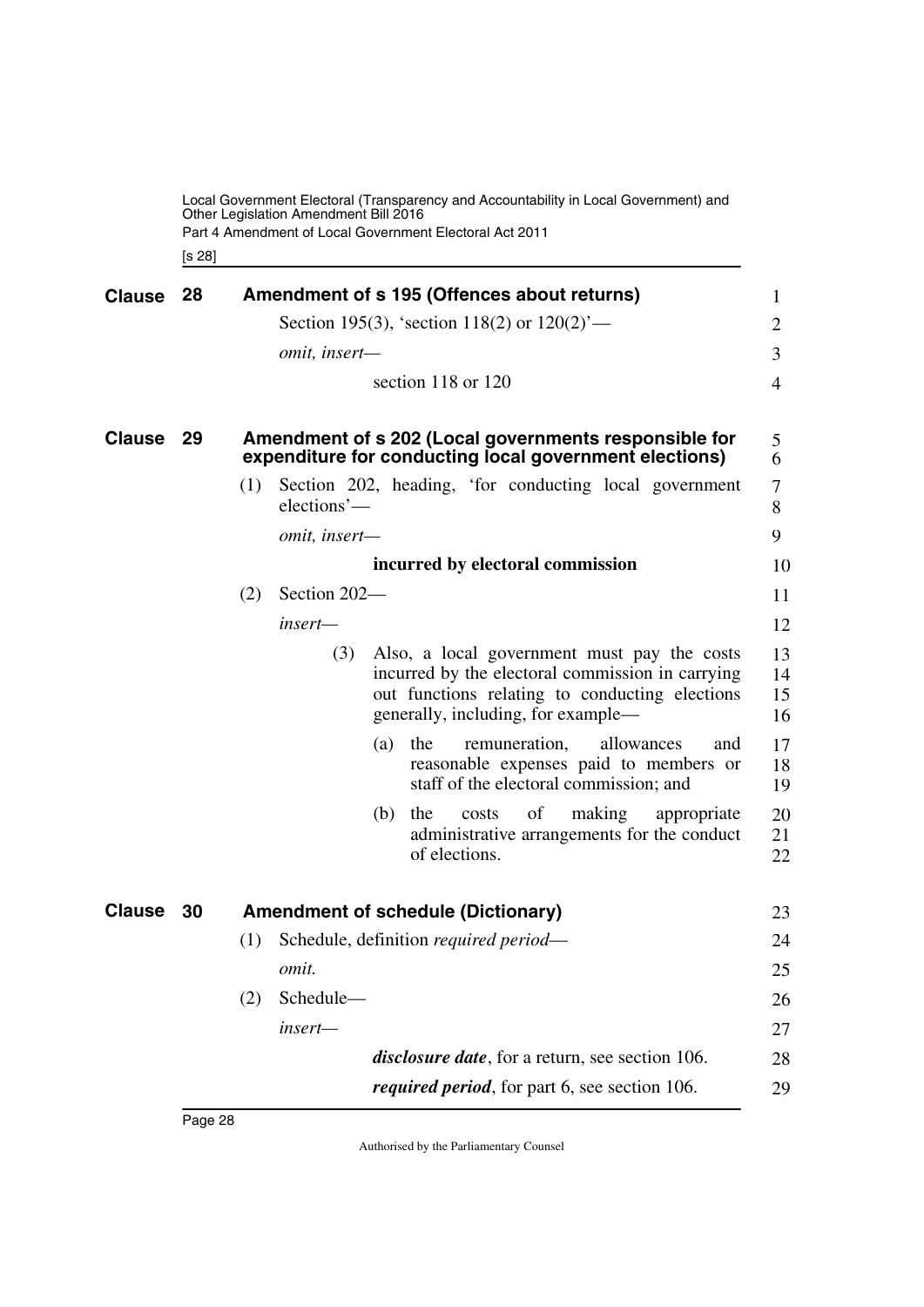## Clause 28 Amendment of s 195 (Offences about returns)

Section 195(3), 'section 118(2) or 120(2)'—

*omit, insert—*

section 118 or 120

## Clause 29 Amendment of s 202 (Local governments responsible for expenditure for conducting local government elections)

(1) Section 202, heading, 'for conducting local government elections'—

*omit, insert—*

**incurred by electoral commission**

(2) Section 202—

*insert—*

(3) Also, a local government must pay the costs incurred by the electoral commission in carrying out functions relating to conducting elections generally, including, for example—

(a) the remuneration, allowances and reasonable expenses paid to members or staff of the electoral commission; and

(b) the costs of making appropriate administrative arrangements for the conduct of elections.

## Clause 30 Amendment of schedule (Dictionary)

(1) Schedule, definition *required period*—

*omit.*

(2) Schedule—

*insert—*

***disclosure date***, for a return, see section 106.

***required period***, for part 6, see section 106.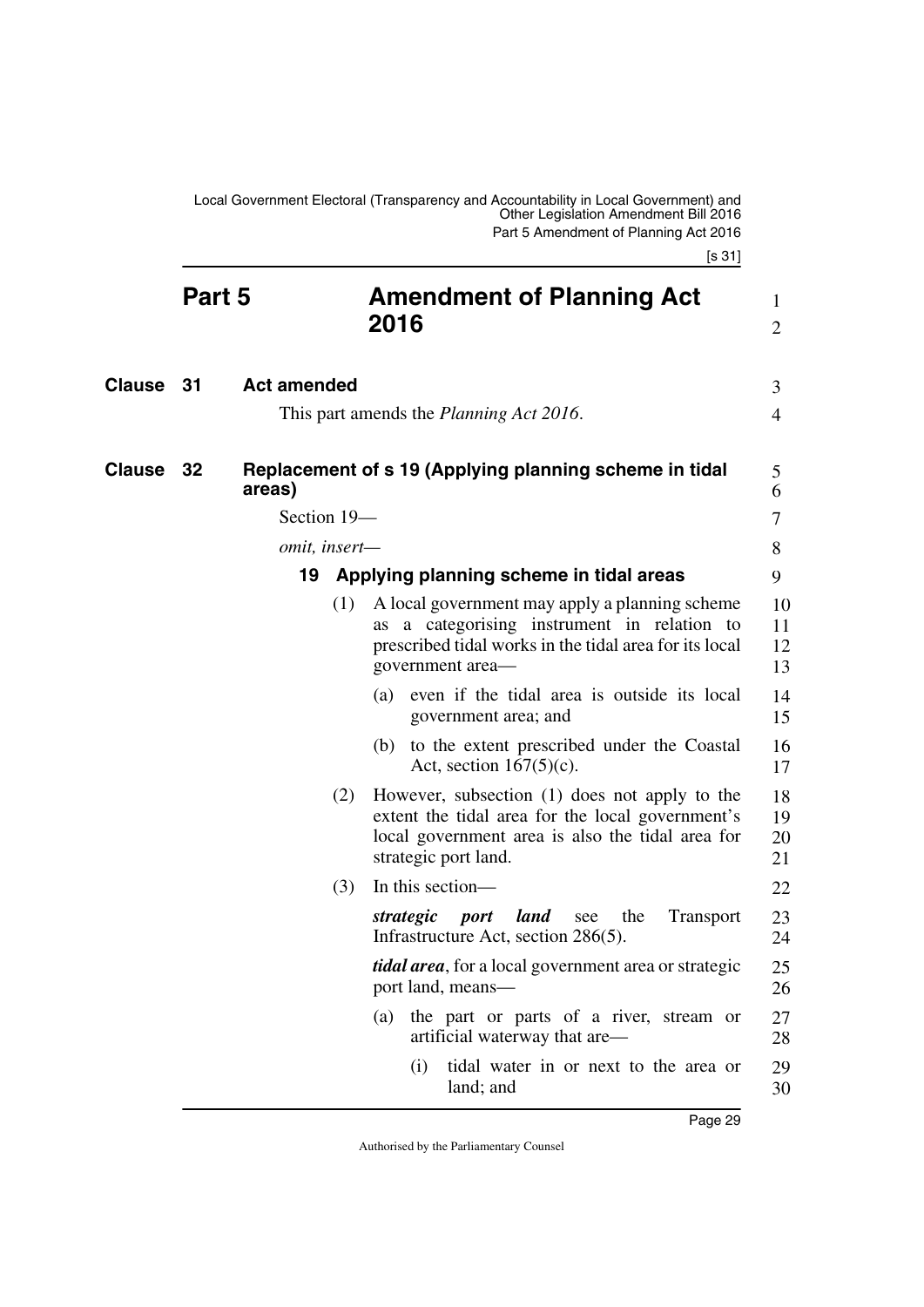# Part 5 Amendment of Planning Act 2016

## Clause 31 Act amended

This part amends the *Planning Act 2016*.

## Clause 32 Replacement of s 19 (Applying planning scheme in tidal areas)

Section 19—

*omit, insert—*

### 19 Applying planning scheme in tidal areas

(1) A local government may apply a planning scheme as a categorising instrument in relation to prescribed tidal works in the tidal area for its local government area—

(a) even if the tidal area is outside its local government area; and

(b) to the extent prescribed under the Coastal Act, section 167(5)(c).

(2) However, subsection (1) does not apply to the extent the tidal area for the local government's local government area is also the tidal area for strategic port land.

(3) In this section—

***strategic port land*** see the Transport Infrastructure Act, section 286(5).

***tidal area***, for a local government area or strategic port land, means—

(a) the part or parts of a river, stream or artificial waterway that are—

(i) tidal water in or next to the area or land; and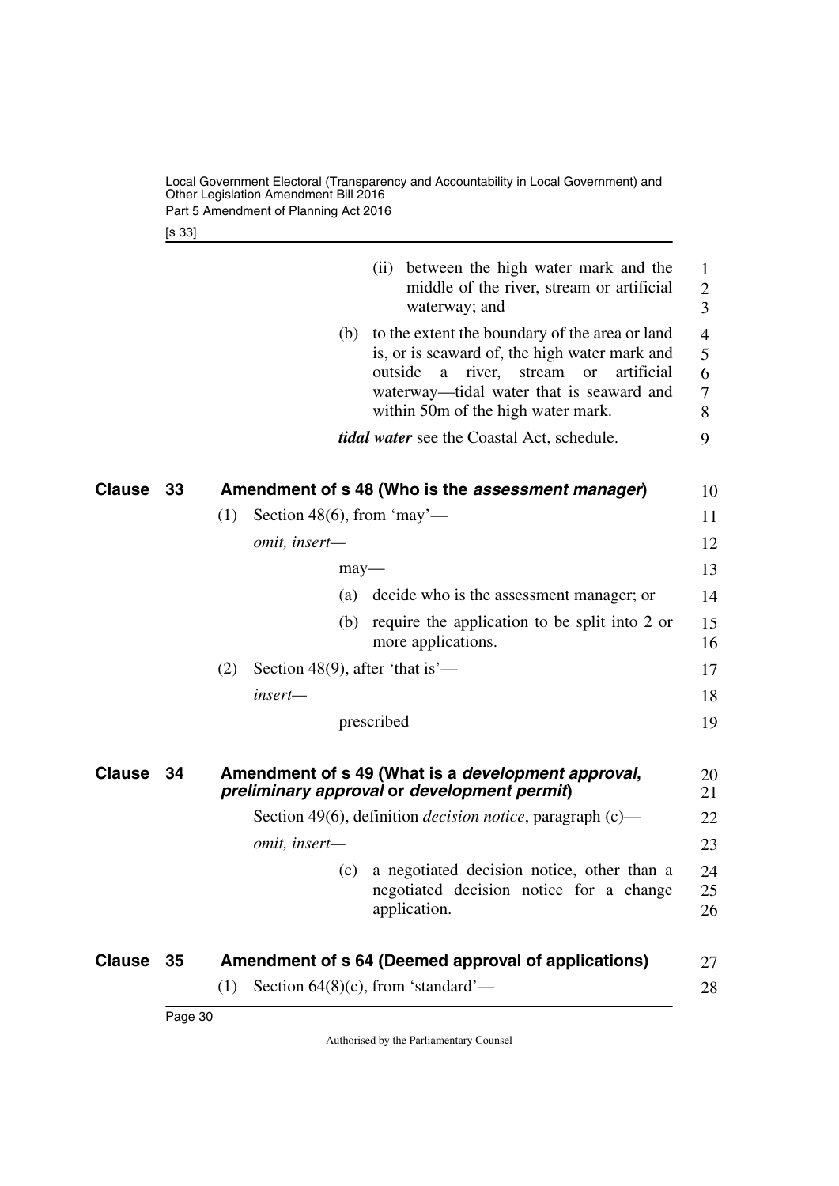(ii) between the high water mark and the middle of the river, stream or artificial waterway; and

(b) to the extent the boundary of the area or land is, or is seaward of, the high water mark and outside a river, stream or artificial waterway—tidal water that is seaward and within 50m of the high water mark.

***tidal water*** see the Coastal Act, schedule.

## Clause 33 Amendment of s 48 (Who is the *assessment manager*)

(1) Section 48(6), from 'may'—

*omit, insert—*

may—

(a) decide who is the assessment manager; or

(b) require the application to be split into 2 or more applications.

(2) Section 48(9), after 'that is'—

*insert—*

prescribed

## Clause 34 Amendment of s 49 (What is a *development approval*, *preliminary approval* or *development permit*)

Section 49(6), definition *decision notice*, paragraph (c)—

*omit, insert—*

(c) a negotiated decision notice, other than a negotiated decision notice for a change application.

## Clause 35 Amendment of s 64 (Deemed approval of applications)

(1) Section 64(8)(c), from 'standard'—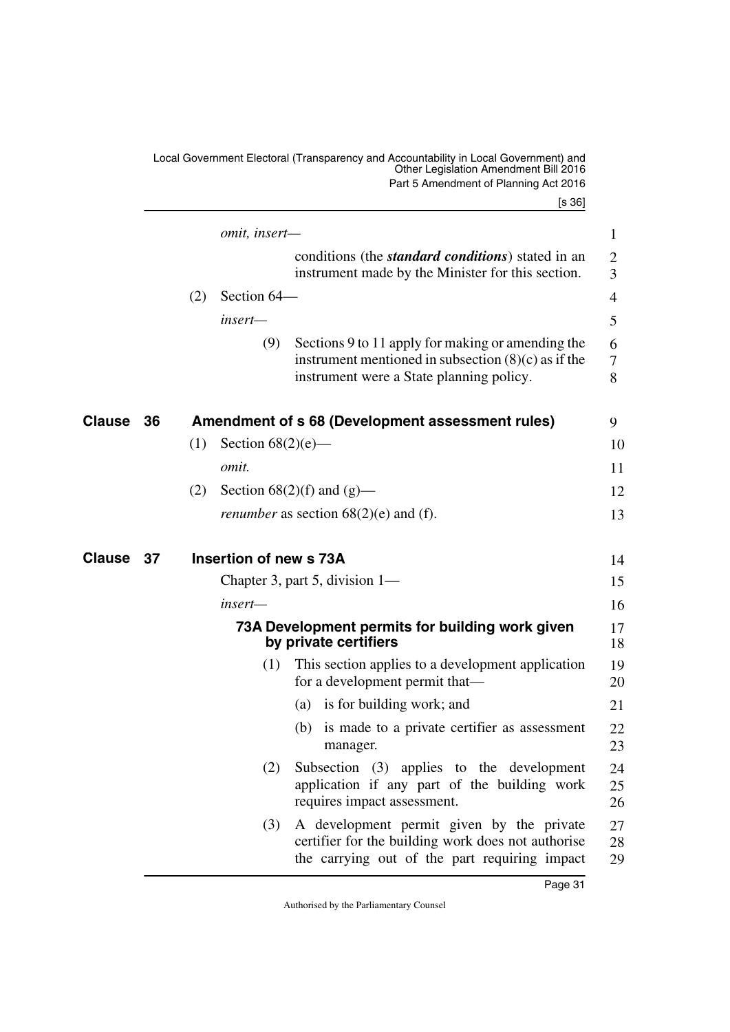*omit, insert—*

conditions (the ***standard conditions***) stated in an instrument made by the Minister for this section.

(2) Section 64—

*insert—*

(9) Sections 9 to 11 apply for making or amending the instrument mentioned in subsection (8)(c) as if the instrument were a State planning policy.

## Clause 36 Amendment of s 68 (Development assessment rules)

(1) Section 68(2)(e)—

*omit.*

(2) Section 68(2)(f) and (g)—

*renumber* as section 68(2)(e) and (f).

## Clause 37 Insertion of new s 73A

Chapter 3, part 5, division 1—

*insert—*

### 73A Development permits for building work given by private certifiers

(1) This section applies to a development application for a development permit that—

(a) is for building work; and

(b) is made to a private certifier as assessment manager.

(2) Subsection (3) applies to the development application if any part of the building work requires impact assessment.

(3) A development permit given by the private certifier for the building work does not authorise the carrying out of the part requiring impact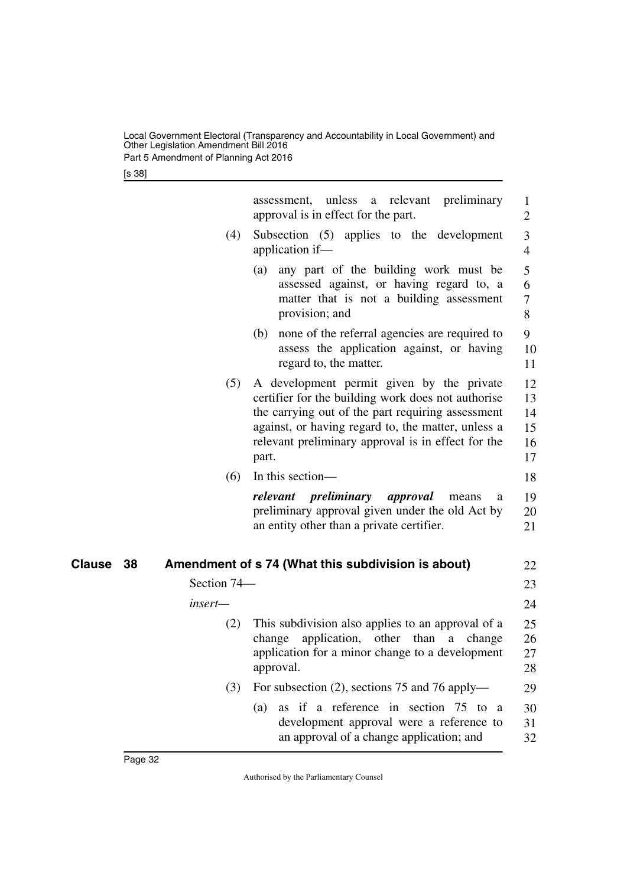assessment, unless a relevant preliminary approval is in effect for the part.

(4) Subsection (5) applies to the development application if—

(a) any part of the building work must be assessed against, or having regard to, a matter that is not a building assessment provision; and

(b) none of the referral agencies are required to assess the application against, or having regard to, the matter.

(5) A development permit given by the private certifier for the building work does not authorise the carrying out of the part requiring assessment against, or having regard to, the matter, unless a relevant preliminary approval is in effect for the part.

(6) In this section—

***relevant preliminary approval*** means a preliminary approval given under the old Act by an entity other than a private certifier.

## Clause 38 Amendment of s 74 (What this subdivision is about)

Section 74—

*insert*—

(2) This subdivision also applies to an approval of a change application, other than a change application for a minor change to a development approval.

(3) For subsection (2), sections 75 and 76 apply—

(a) as if a reference in section 75 to a development approval were a reference to an approval of a change application; and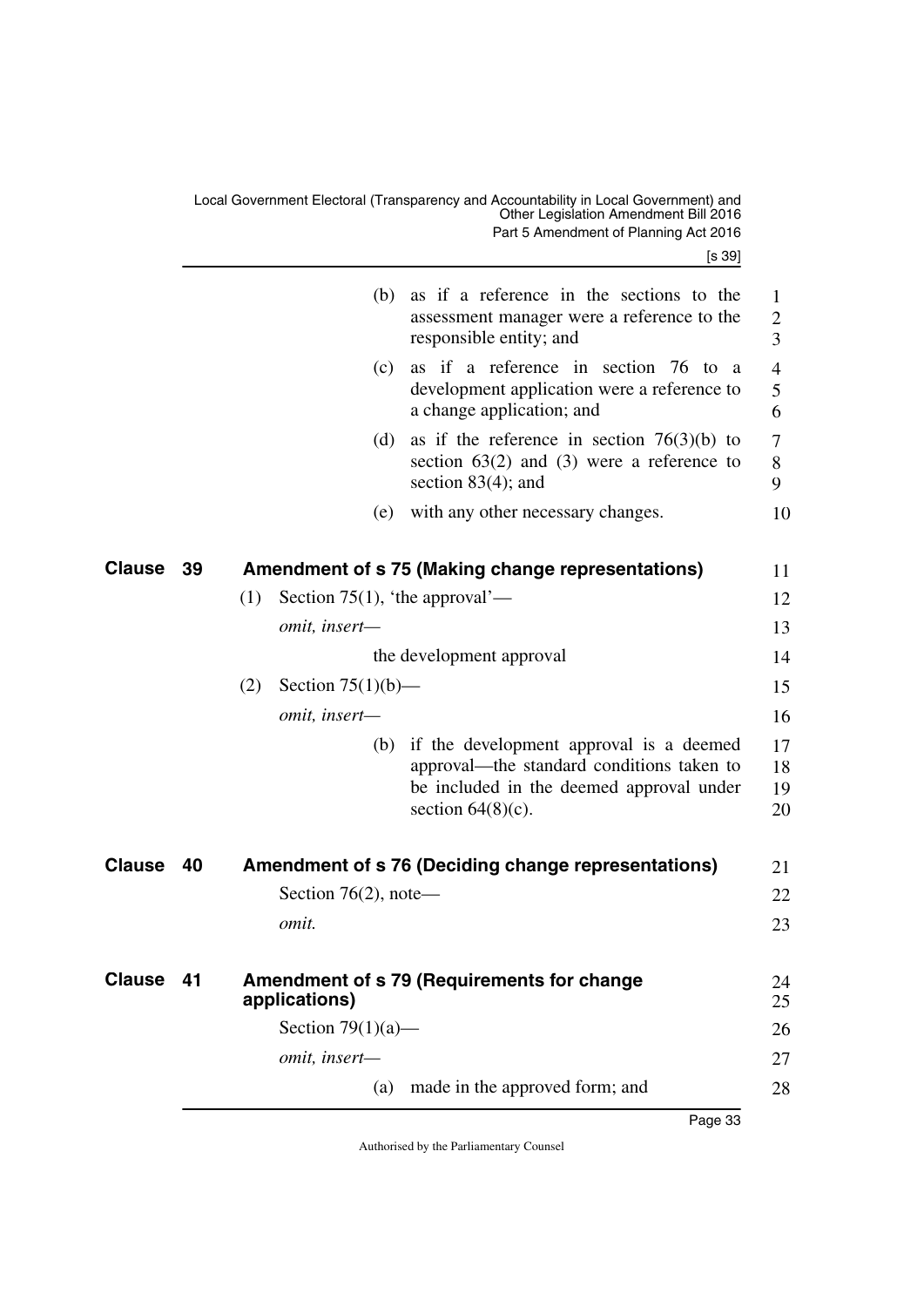(b) as if a reference in the sections to the assessment manager were a reference to the responsible entity; and

(c) as if a reference in section 76 to a development application were a reference to a change application; and

(d) as if the reference in section 76(3)(b) to section 63(2) and (3) were a reference to section 83(4); and

(e) with any other necessary changes.

## Clause 39 Amendment of s 75 (Making change representations)

(1) Section 75(1), 'the approval'—

*omit, insert—*

the development approval

(2) Section 75(1)(b)—

*omit, insert—*

(b) if the development approval is a deemed approval—the standard conditions taken to be included in the deemed approval under section 64(8)(c).

## Clause 40 Amendment of s 76 (Deciding change representations)

Section 76(2), note—

*omit.*

## Clause 41 Amendment of s 79 (Requirements for change applications)

Section 79(1)(a)—

*omit, insert—*

(a) made in the approved form; and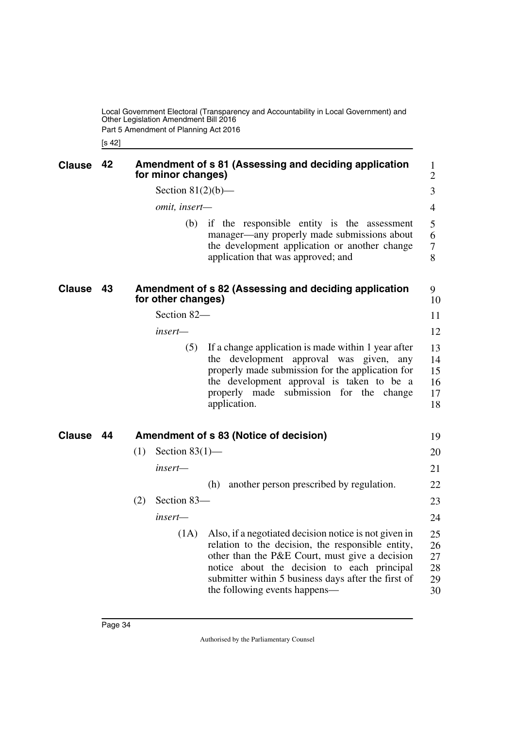## Clause 42 Amendment of s 81 (Assessing and deciding application for minor changes)

Section 81(2)(b)—

*omit, insert—*

(b) if the responsible entity is the assessment manager—any properly made submissions about the development application or another change application that was approved; and

## Clause 43 Amendment of s 82 (Assessing and deciding application for other changes)

Section 82—

*insert—*

(5) If a change application is made within 1 year after the development approval was given, any properly made submission for the application for the development approval is taken to be a properly made submission for the change application.

## Clause 44 Amendment of s 83 (Notice of decision)

(1) Section 83(1)—

*insert—*

(h) another person prescribed by regulation.

(2) Section 83—

*insert—*

(1A) Also, if a negotiated decision notice is not given in relation to the decision, the responsible entity, other than the P&E Court, must give a decision notice about the decision to each principal submitter within 5 business days after the first of the following events happens—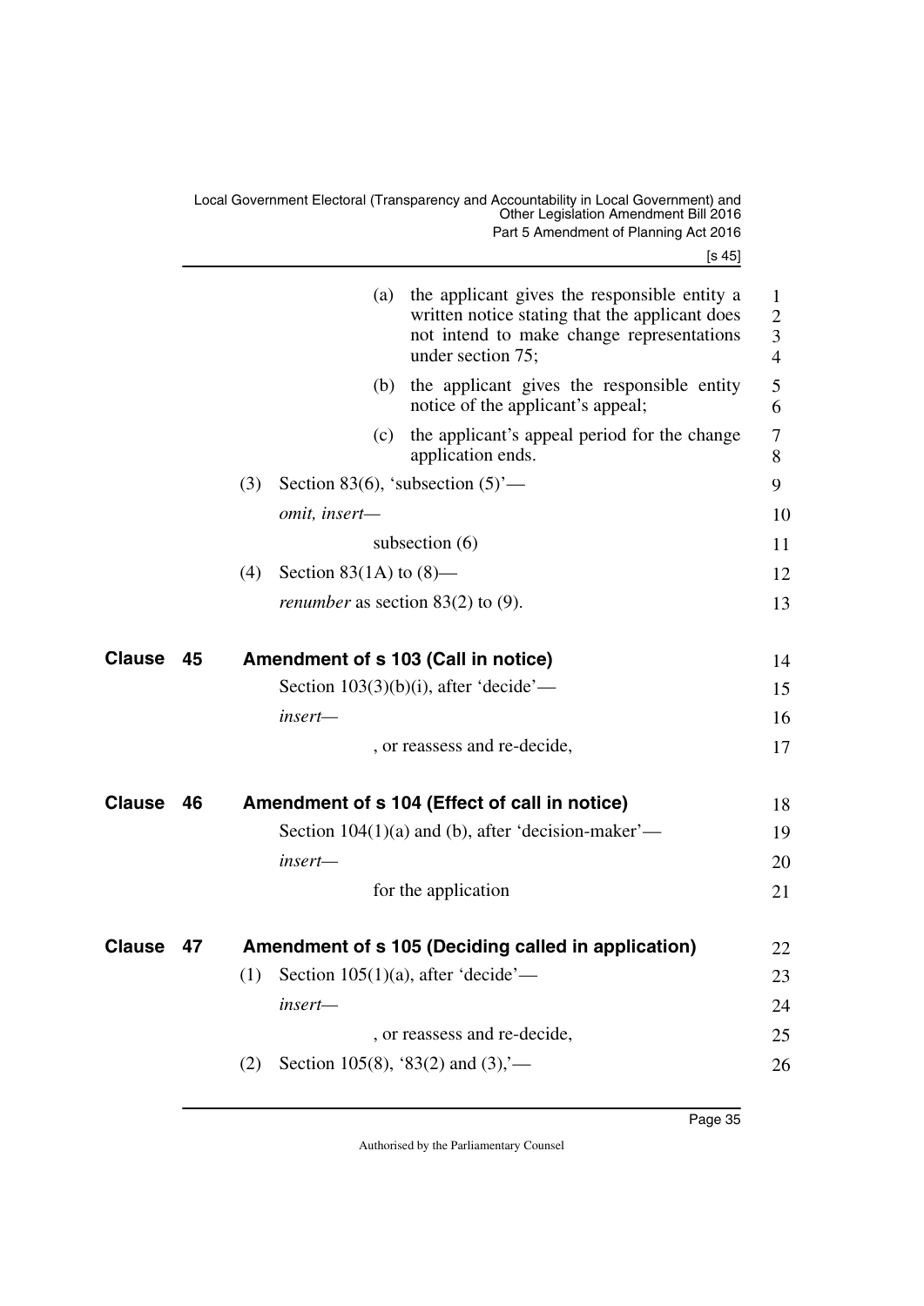(a) the applicant gives the responsible entity a written notice stating that the applicant does not intend to make change representations under section 75;

(b) the applicant gives the responsible entity notice of the applicant's appeal;

(c) the applicant's appeal period for the change application ends.

(3) Section 83(6), 'subsection (5)'—

*omit, insert—*

subsection (6)

(4) Section 83(1A) to (8)—

*renumber* as section 83(2) to (9).

## Clause 45 Amendment of s 103 (Call in notice)

Section 103(3)(b)(i), after 'decide'—

*insert—*

, or reassess and re-decide,

## Clause 46 Amendment of s 104 (Effect of call in notice)

Section 104(1)(a) and (b), after 'decision-maker'—

*insert—*

for the application

## Clause 47 Amendment of s 105 (Deciding called in application)

(1) Section 105(1)(a), after 'decide'—

*insert—*

, or reassess and re-decide,

(2) Section 105(8), '83(2) and (3),'—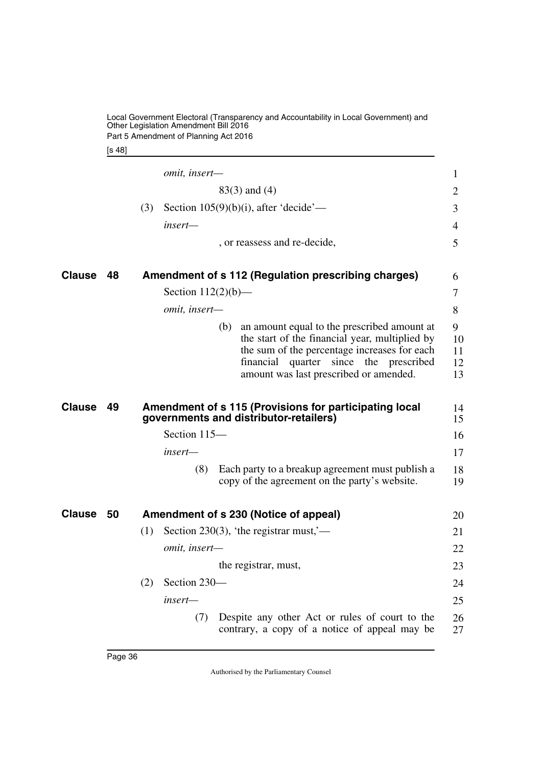*omit, insert—*

83(3) and (4)

(3) Section 105(9)(b)(i), after 'decide'—

*insert—*

, or reassess and re-decide,

## Clause 48 Amendment of s 112 (Regulation prescribing charges)

Section 112(2)(b)—

*omit, insert—*

(b) an amount equal to the prescribed amount at the start of the financial year, multiplied by the sum of the percentage increases for each financial quarter since the prescribed amount was last prescribed or amended.

## Clause 49 Amendment of s 115 (Provisions for participating local governments and distributor-retailers)

Section 115—

*insert—*

(8) Each party to a breakup agreement must publish a copy of the agreement on the party's website.

## Clause 50 Amendment of s 230 (Notice of appeal)

(1) Section 230(3), 'the registrar must,'—

*omit, insert—*

the registrar, must,

(2) Section 230—

*insert—*

(7) Despite any other Act or rules of court to the contrary, a copy of a notice of appeal may be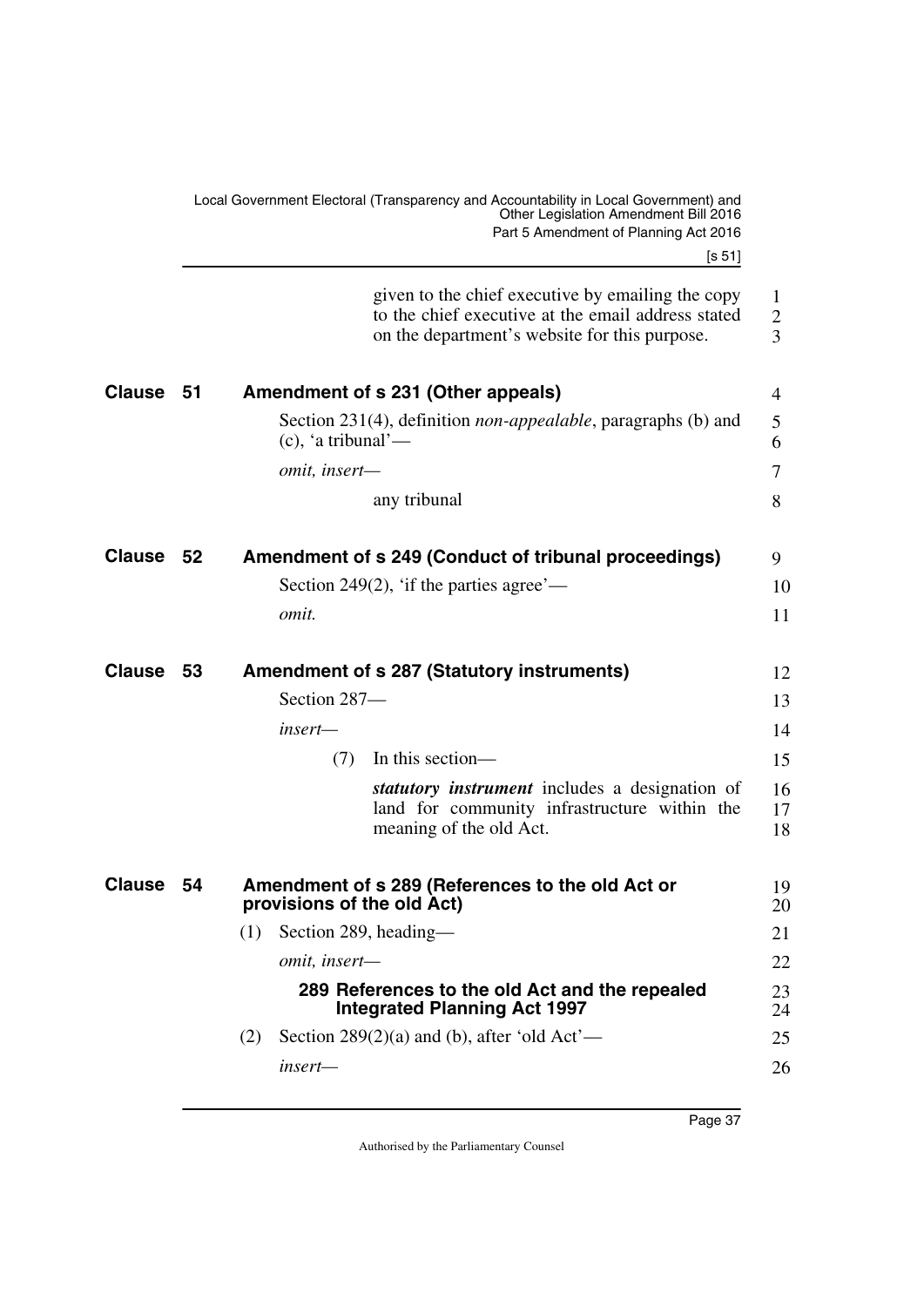given to the chief executive by emailing the copy to the chief executive at the email address stated on the department's website for this purpose.

## Clause 51 Amendment of s 231 (Other appeals)

Section 231(4), definition *non-appealable*, paragraphs (b) and (c), 'a tribunal'—

*omit, insert—*

any tribunal

## Clause 52 Amendment of s 249 (Conduct of tribunal proceedings)

Section 249(2), 'if the parties agree'—

*omit.*

## Clause 53 Amendment of s 287 (Statutory instruments)

Section 287—

*insert—*

(7) In this section—

***statutory instrument*** includes a designation of land for community infrastructure within the meaning of the old Act.

## Clause 54 Amendment of s 289 (References to the old Act or provisions of the old Act)

(1) Section 289, heading—

*omit, insert—*

**289 References to the old Act and the repealed Integrated Planning Act 1997**

(2) Section 289(2)(a) and (b), after 'old Act'—

*insert—*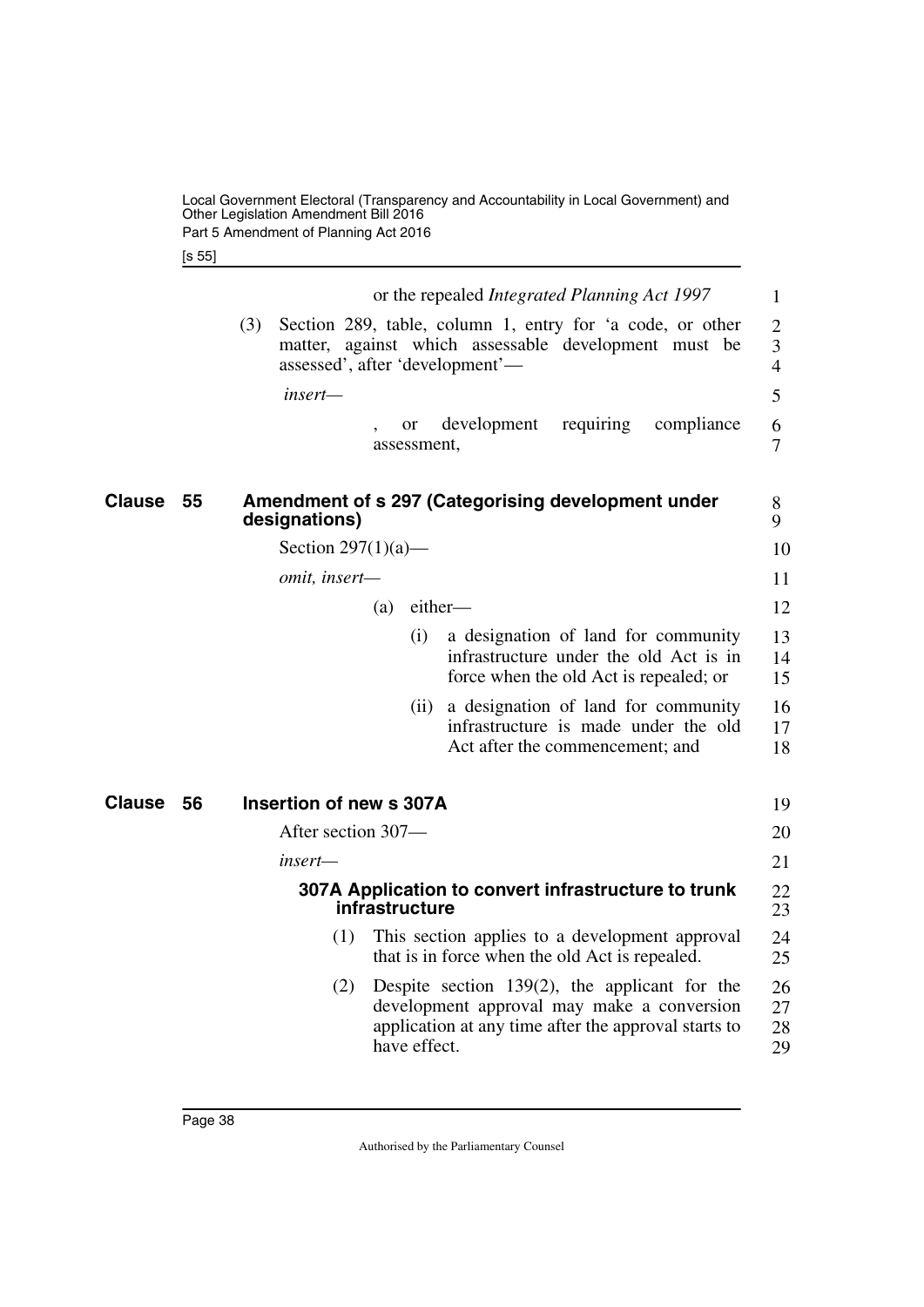or the repealed *Integrated Planning Act 1997*

(3) Section 289, table, column 1, entry for 'a code, or other matter, against which assessable development must be assessed', after 'development'—

*insert*—

, or development requiring compliance assessment,

## Clause 55 Amendment of s 297 (Categorising development under designations)

Section 297(1)(a)—

*omit, insert*—

(a) either—

(i) a designation of land for community infrastructure under the old Act is in force when the old Act is repealed; or

(ii) a designation of land for community infrastructure is made under the old Act after the commencement; and

## Clause 56 Insertion of new s 307A

After section 307—

*insert*—

### 307A Application to convert infrastructure to trunk infrastructure

(1) This section applies to a development approval that is in force when the old Act is repealed.

(2) Despite section 139(2), the applicant for the development approval may make a conversion application at any time after the approval starts to have effect.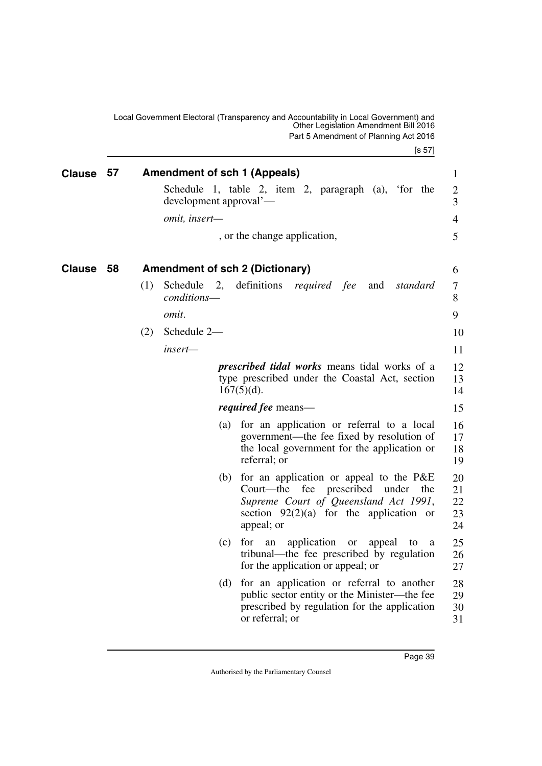## Clause 57 Amendment of sch 1 (Appeals)

Schedule 1, table 2, item 2, paragraph (a), 'for the development approval'—

*omit, insert—*

, or the change application,

## Clause 58 Amendment of sch 2 (Dictionary)

(1) Schedule 2, definitions *required fee* and *standard conditions*—

*omit*.

(2) Schedule 2—

*insert—*

***prescribed tidal works*** means tidal works of a type prescribed under the Coastal Act, section 167(5)(d).

***required fee*** means—

(a) for an application or referral to a local government—the fee fixed by resolution of the local government for the application or referral; or

(b) for an application or appeal to the P&E Court—the fee prescribed under the *Supreme Court of Queensland Act 1991*, section 92(2)(a) for the application or appeal; or

(c) for an application or appeal to a tribunal—the fee prescribed by regulation for the application or appeal; or

(d) for an application or referral to another public sector entity or the Minister—the fee prescribed by regulation for the application or referral; or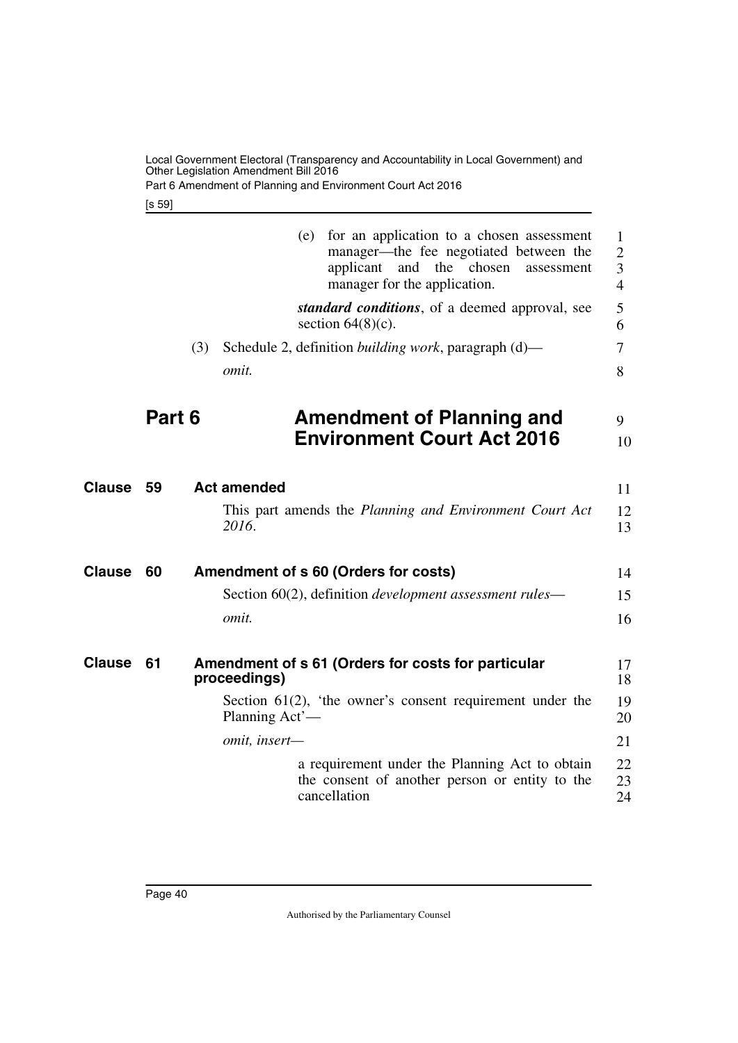(e) for an application to a chosen assessment manager—the fee negotiated between the applicant and the chosen assessment manager for the application.

***standard conditions***, of a deemed approval, see section 64(8)(c).

(3) Schedule 2, definition *building work*, paragraph (d)—

*omit.*

# Part 6 Amendment of Planning and Environment Court Act 2016

## Clause 59 Act amended

This part amends the *Planning and Environment Court Act 2016*.

## Clause 60 Amendment of s 60 (Orders for costs)

Section 60(2), definition *development assessment rules*—

*omit.*

## Clause 61 Amendment of s 61 (Orders for costs for particular proceedings)

Section 61(2), 'the owner's consent requirement under the Planning Act'—

*omit, insert—*

a requirement under the Planning Act to obtain the consent of another person or entity to the cancellation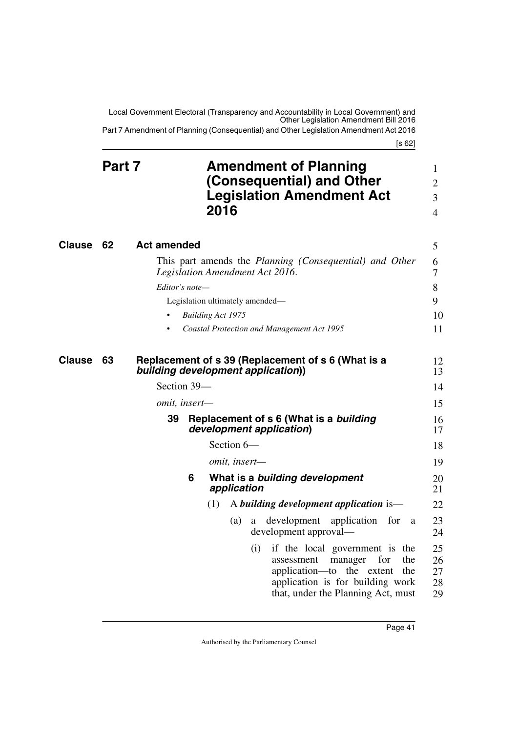# Part 7 Amendment of Planning (Consequential) and Other Legislation Amendment Act 2016

**Clause 62 Act amended**

This part amends the *Planning (Consequential) and Other Legislation Amendment Act 2016*.

*Editor's note—*

Legislation ultimately amended—

- *Building Act 1975*
- *Coastal Protection and Management Act 1995*

**Clause 63 Replacement of s 39 (Replacement of s 6 (What is a *building development application*))**

Section 39—

*omit, insert—*

**39 Replacement of s 6 (What is a *building development application*)**

Section 6—

*omit, insert—*

**6 What is a *building development application***

(1) A ***building development application*** is—

(a) a development application for a development approval—

(i) if the local government is the assessment manager for the application—to the extent the application is for building work that, under the Planning Act, must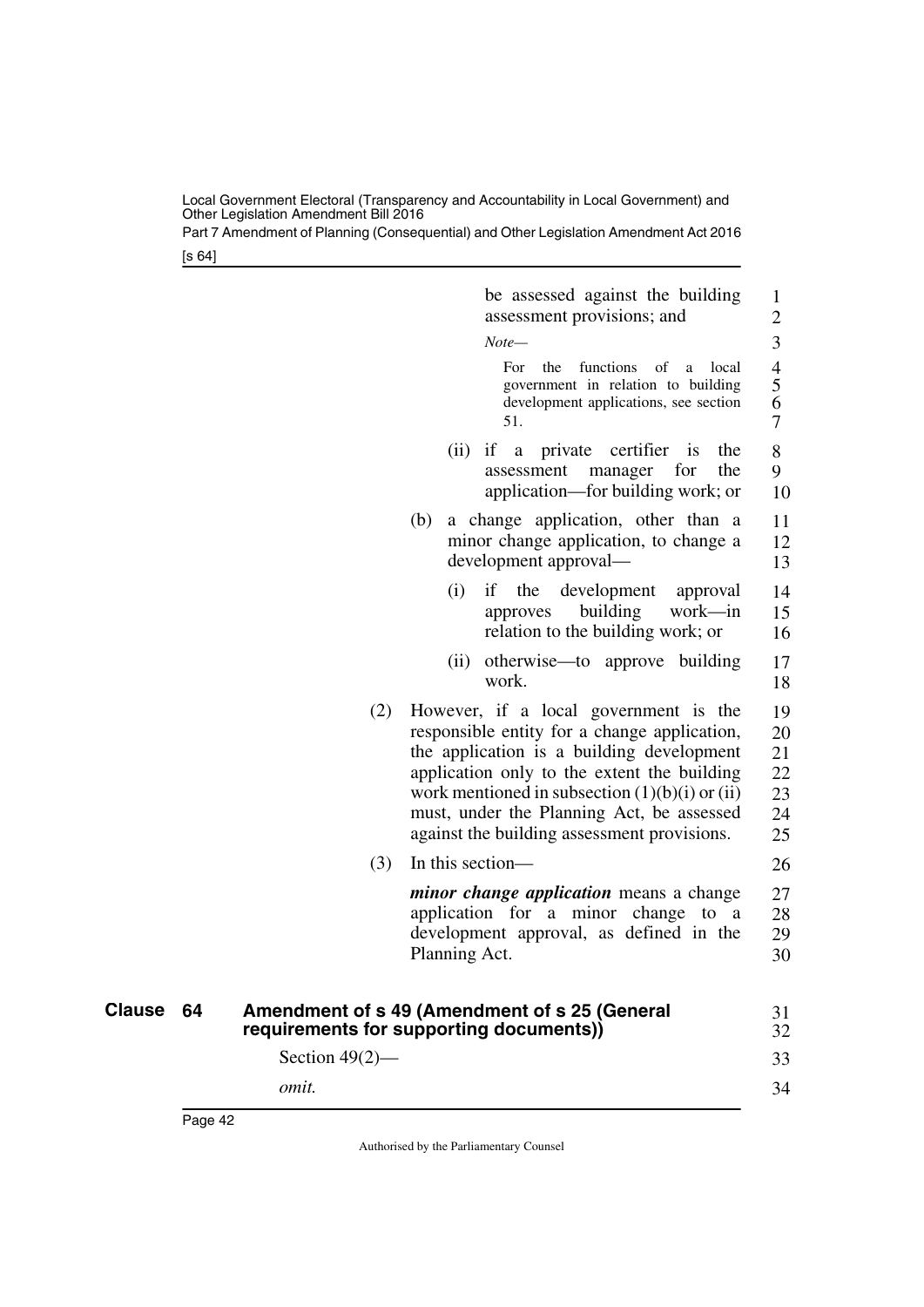be assessed against the building assessment provisions; and

*Note—*

For the functions of a local government in relation to building development applications, see section 51.

(ii) if a private certifier is the assessment manager for the application—for building work; or

(b) a change application, other than a minor change application, to change a development approval—

(i) if the development approval approves building work—in relation to the building work; or

(ii) otherwise—to approve building work.

(2) However, if a local government is the responsible entity for a change application, the application is a building development application only to the extent the building work mentioned in subsection (1)(b)(i) or (ii) must, under the Planning Act, be assessed against the building assessment provisions.

(3) In this section—

***minor change application*** means a change application for a minor change to a development approval, as defined in the Planning Act.

## Clause 64 Amendment of s 49 (Amendment of s 25 (General requirements for supporting documents))

Section 49(2)—

*omit.*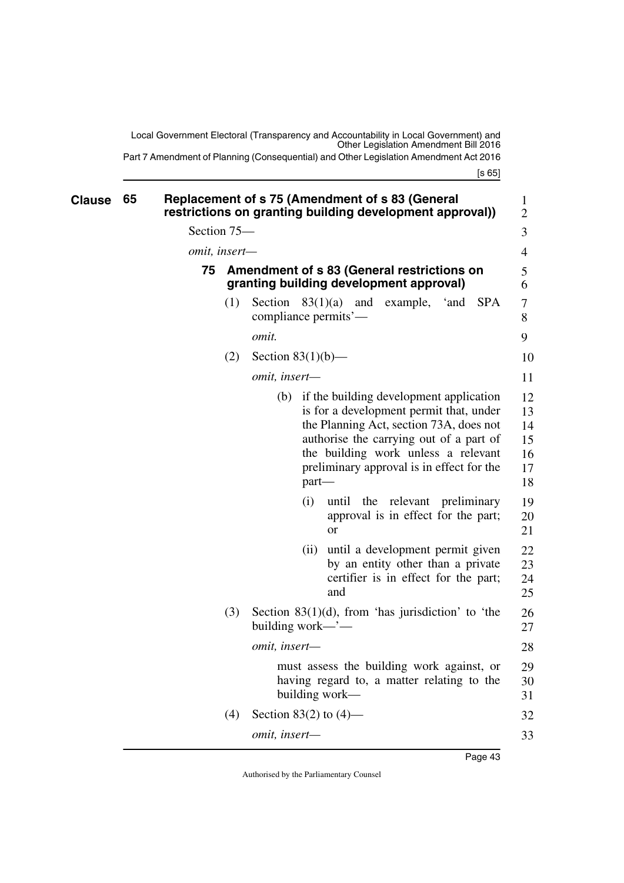## Clause 65 Replacement of s 75 (Amendment of s 83 (General restrictions on granting building development approval))

Section 75—

*omit, insert—*

### 75 Amendment of s 83 (General restrictions on granting building development approval)

(1) Section 83(1)(a) and example, 'and SPA compliance permits'—

*omit.*

(2) Section 83(1)(b)—

*omit, insert—*

(b) if the building development application is for a development permit that, under the Planning Act, section 73A, does not authorise the carrying out of a part of the building work unless a relevant preliminary approval is in effect for the part—

(i) until the relevant preliminary approval is in effect for the part; or

(ii) until a development permit given by an entity other than a private certifier is in effect for the part; and

(3) Section 83(1)(d), from 'has jurisdiction' to 'the building work—'—

*omit, insert—*

must assess the building work against, or having regard to, a matter relating to the building work—

(4) Section 83(2) to (4)—

*omit, insert—*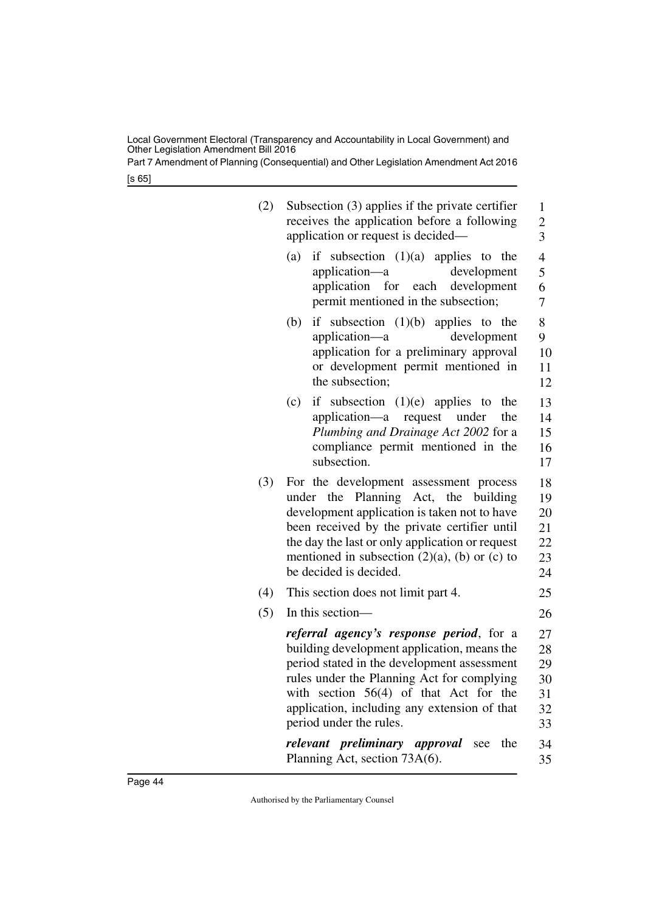(2) Subsection (3) applies if the private certifier receives the application before a following application or request is decided—

(a) if subsection (1)(a) applies to the application—a development application for each development permit mentioned in the subsection;

(b) if subsection (1)(b) applies to the application—a development application for a preliminary approval or development permit mentioned in the subsection;

(c) if subsection (1)(e) applies to the application—a request under the *Plumbing and Drainage Act 2002* for a compliance permit mentioned in the subsection.

(3) For the development assessment process under the Planning Act, the building development application is taken not to have been received by the private certifier until the day the last or only application or request mentioned in subsection (2)(a), (b) or (c) to be decided is decided.

(4) This section does not limit part 4.

(5) In this section—

***referral agency's response period***, for a building development application, means the period stated in the development assessment rules under the Planning Act for complying with section 56(4) of that Act for the application, including any extension of that period under the rules.

***relevant preliminary approval*** see the Planning Act, section 73A(6).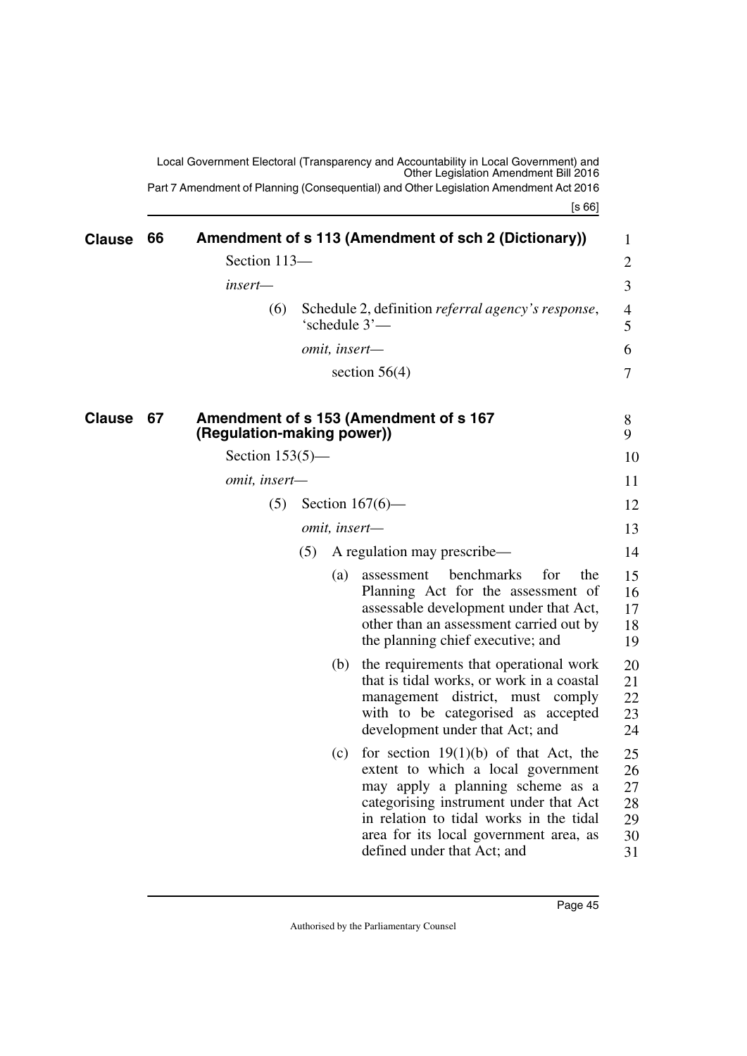## Clause 66 Amendment of s 113 (Amendment of sch 2 (Dictionary))

Section 113—

*insert*—

(6) Schedule 2, definition *referral agency's response*, 'schedule 3'—

*omit, insert*—

section 56(4)

## Clause 67 Amendment of s 153 (Amendment of s 167 (Regulation-making power))

Section 153(5)—

*omit, insert*—

(5) Section 167(6)—

*omit, insert*—

(5) A regulation may prescribe—

(a) assessment benchmarks for the Planning Act for the assessment of assessable development under that Act, other than an assessment carried out by the planning chief executive; and

(b) the requirements that operational work that is tidal works, or work in a coastal management district, must comply with to be categorised as accepted development under that Act; and

(c) for section 19(1)(b) of that Act, the extent to which a local government may apply a planning scheme as a categorising instrument under that Act in relation to tidal works in the tidal area for its local government area, as defined under that Act; and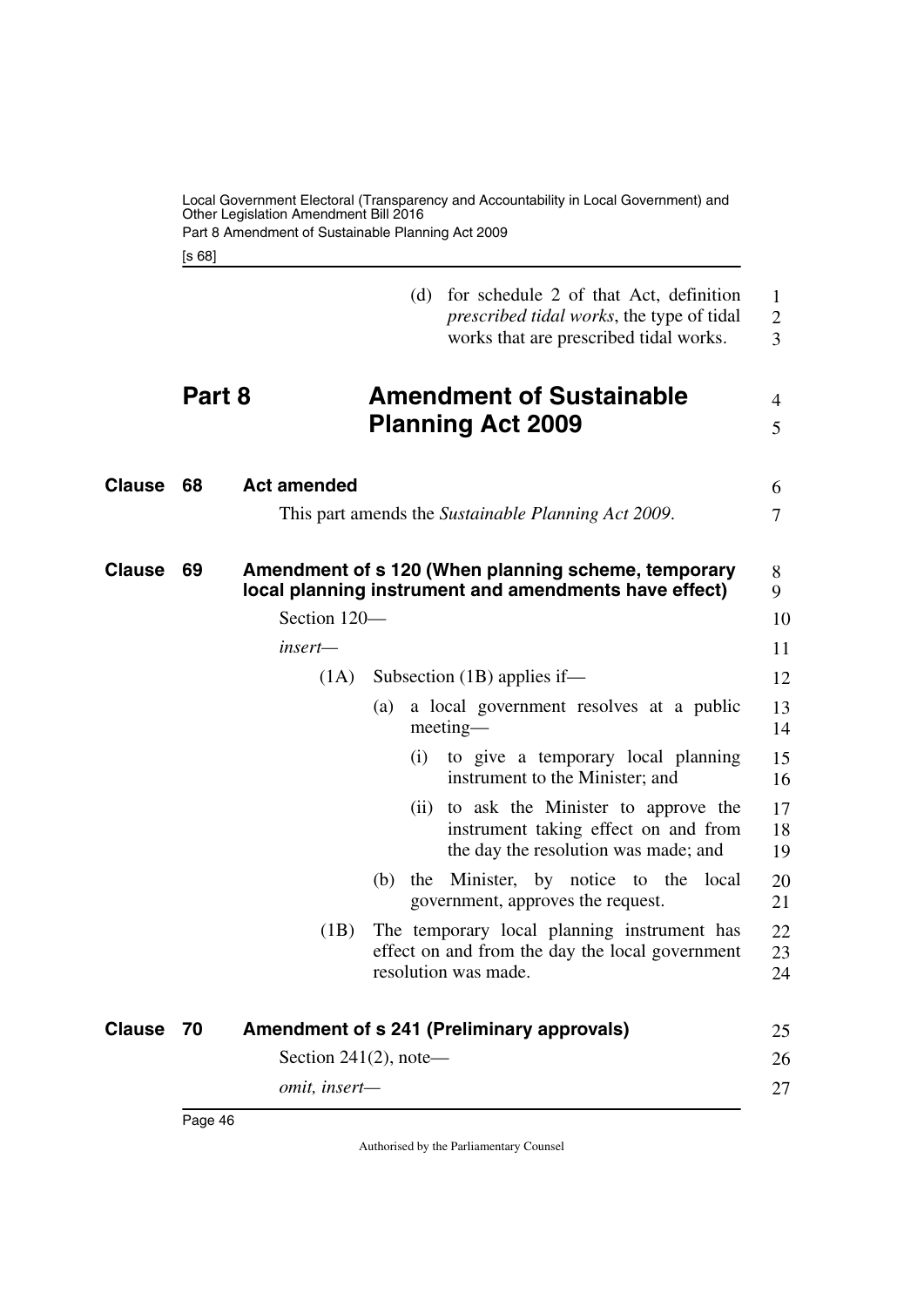(d) for schedule 2 of that Act, definition *prescribed tidal works*, the type of tidal works that are prescribed tidal works.

# Part 8 Amendment of Sustainable Planning Act 2009

## Clause 68 Act amended

This part amends the *Sustainable Planning Act 2009*.

## Clause 69 Amendment of s 120 (When planning scheme, temporary local planning instrument and amendments have effect)

Section 120—

*insert—*

(1A) Subsection (1B) applies if—

(a) a local government resolves at a public meeting—

(i) to give a temporary local planning instrument to the Minister; and

(ii) to ask the Minister to approve the instrument taking effect on and from the day the resolution was made; and

(b) the Minister, by notice to the local government, approves the request.

(1B) The temporary local planning instrument has effect on and from the day the local government resolution was made.

## Clause 70 Amendment of s 241 (Preliminary approvals)

Section 241(2), note—

*omit, insert—*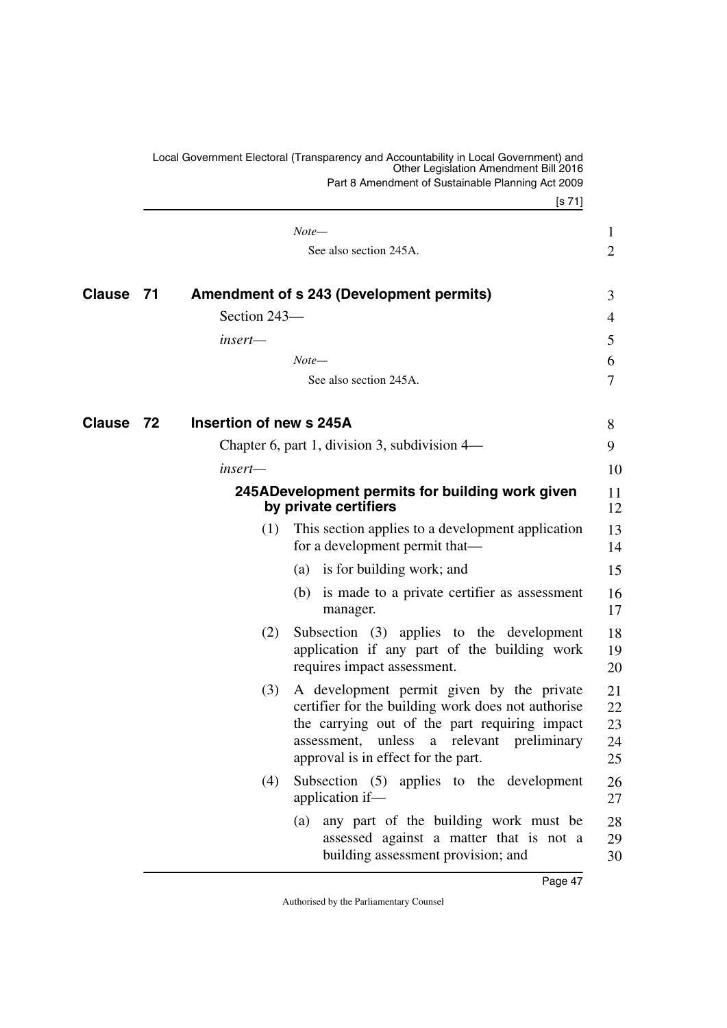*Note—*

See also section 245A.

## Clause 71 Amendment of s 243 (Development permits)

Section 243—

*insert—*

*Note—*

See also section 245A.

## Clause 72 Insertion of new s 245A

Chapter 6, part 1, division 3, subdivision 4—

*insert—*

### 245A Development permits for building work given by private certifiers

(1) This section applies to a development application for a development permit that—

(a) is for building work; and

(b) is made to a private certifier as assessment manager.

(2) Subsection (3) applies to the development application if any part of the building work requires impact assessment.

(3) A development permit given by the private certifier for the building work does not authorise the carrying out of the part requiring impact assessment, unless a relevant preliminary approval is in effect for the part.

(4) Subsection (5) applies to the development application if—

(a) any part of the building work must be assessed against a matter that is not a building assessment provision; and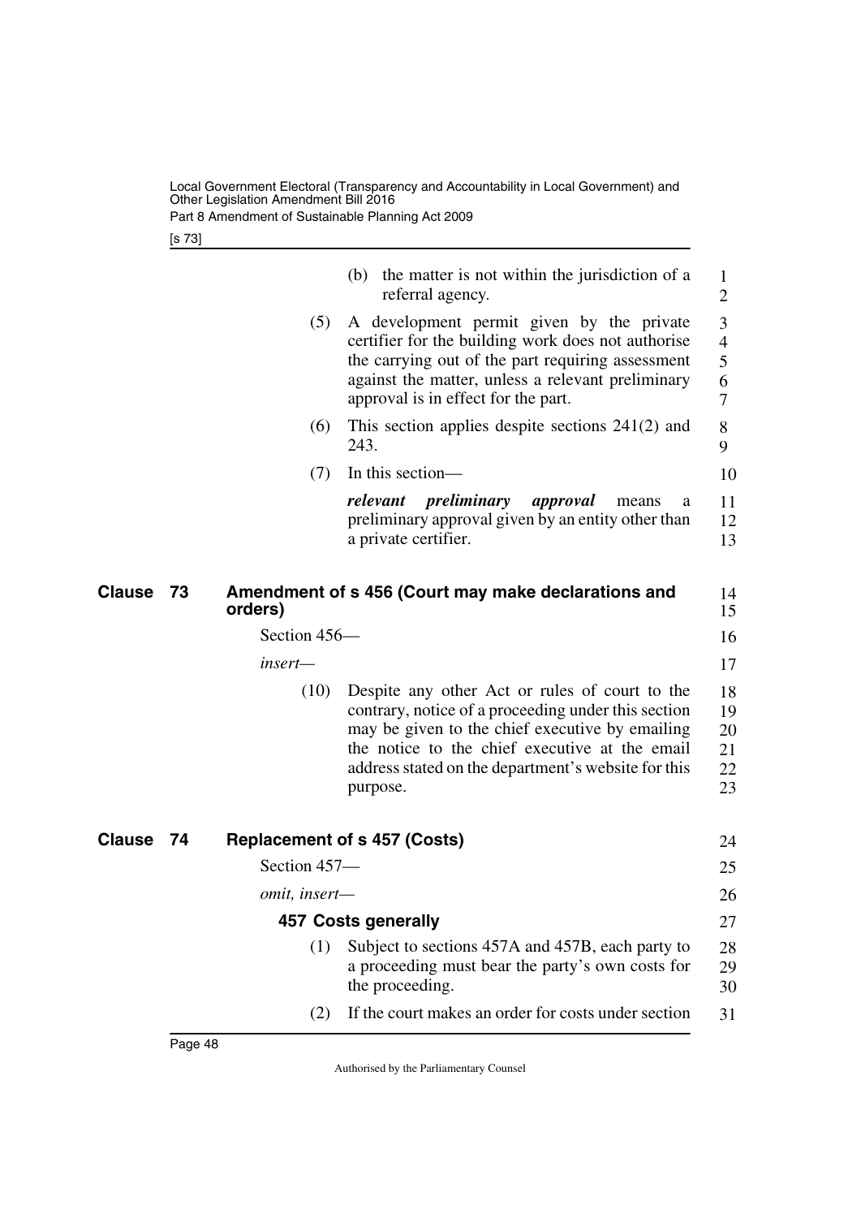(b) the matter is not within the jurisdiction of a referral agency.

(5) A development permit given by the private certifier for the building work does not authorise the carrying out of the part requiring assessment against the matter, unless a relevant preliminary approval is in effect for the part.

(6) This section applies despite sections 241(2) and 243.

(7) In this section—

***relevant preliminary approval*** means a preliminary approval given by an entity other than a private certifier.

## Clause 73 Amendment of s 456 (Court may make declarations and orders)

Section 456—

*insert—*

(10) Despite any other Act or rules of court to the contrary, notice of a proceeding under this section may be given to the chief executive by emailing the notice to the chief executive at the email address stated on the department's website for this purpose.

## Clause 74 Replacement of s 457 (Costs)

Section 457—

*omit, insert—*

### 457 Costs generally

(1) Subject to sections 457A and 457B, each party to a proceeding must bear the party's own costs for the proceeding.

(2) If the court makes an order for costs under section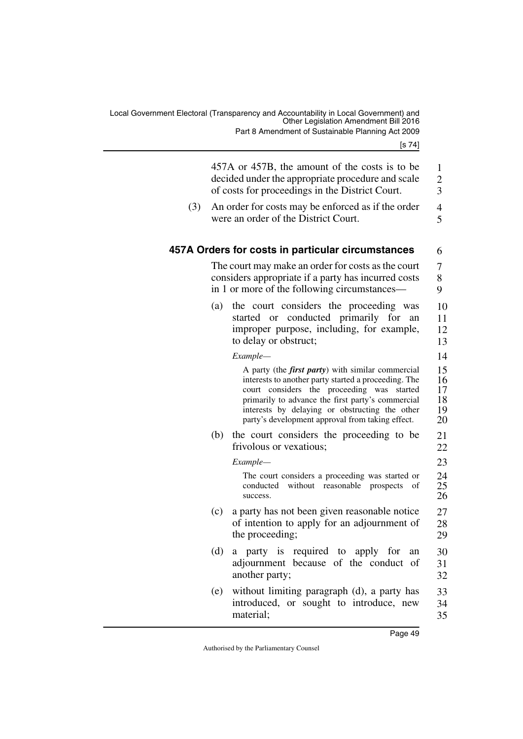457A or 457B, the amount of the costs is to be decided under the appropriate procedure and scale of costs for proceedings in the District Court.

(3) An order for costs may be enforced as if the order were an order of the District Court.

### 457A Orders for costs in particular circumstances

The court may make an order for costs as the court considers appropriate if a party has incurred costs in 1 or more of the following circumstances—

(a) the court considers the proceeding was started or conducted primarily for an improper purpose, including, for example, to delay or obstruct;

*Example—*

A party (the ***first party***) with similar commercial interests to another party started a proceeding. The court considers the proceeding was started primarily to advance the first party's commercial interests by delaying or obstructing the other party's development approval from taking effect.

(b) the court considers the proceeding to be frivolous or vexatious;

*Example—*

The court considers a proceeding was started or conducted without reasonable prospects of success.

(c) a party has not been given reasonable notice of intention to apply for an adjournment of the proceeding;

(d) a party is required to apply for an adjournment because of the conduct of another party;

(e) without limiting paragraph (d), a party has introduced, or sought to introduce, new material;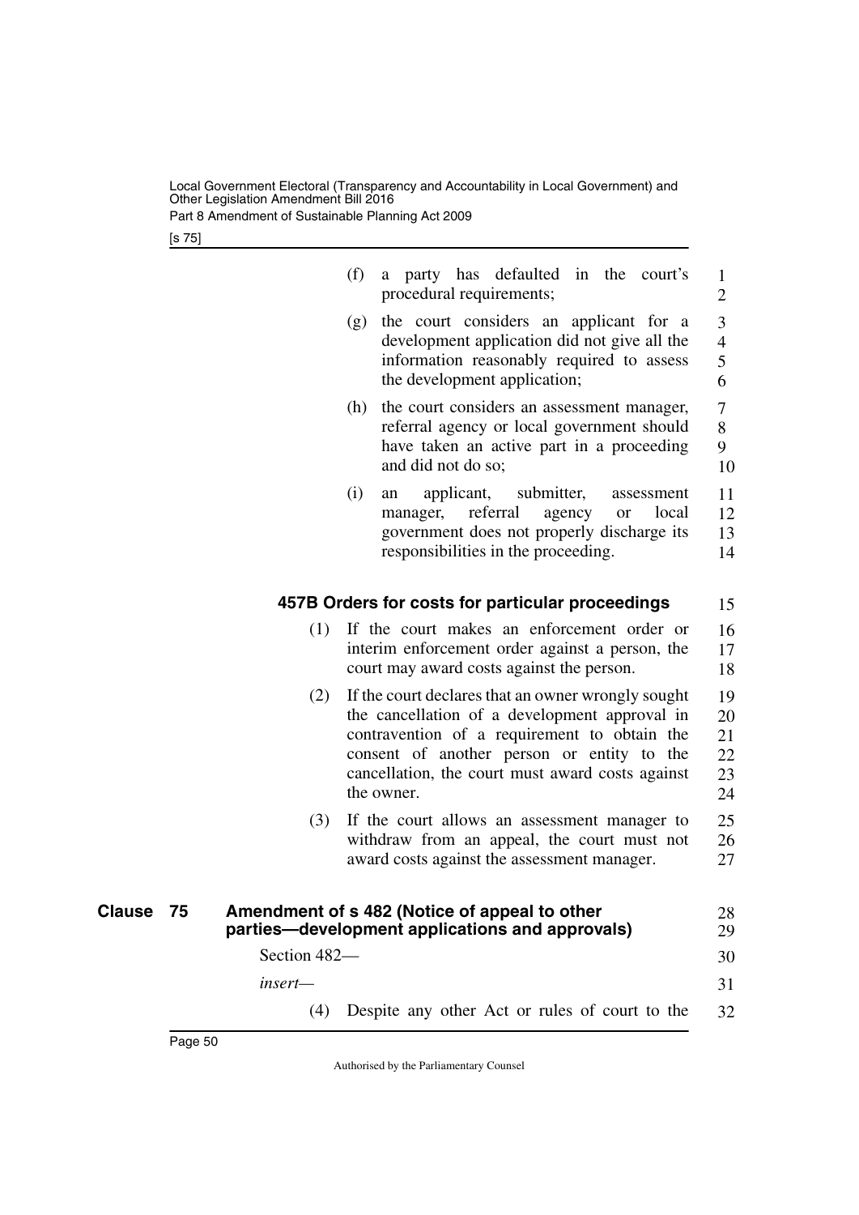(f) a party has defaulted in the court's procedural requirements;

(g) the court considers an applicant for a development application did not give all the information reasonably required to assess the development application;

(h) the court considers an assessment manager, referral agency or local government should have taken an active part in a proceeding and did not do so;

(i) an applicant, submitter, assessment manager, referral agency or local government does not properly discharge its responsibilities in the proceeding.

#### 457B Orders for costs for particular proceedings

(1) If the court makes an enforcement order or interim enforcement order against a person, the court may award costs against the person.

(2) If the court declares that an owner wrongly sought the cancellation of a development approval in contravention of a requirement to obtain the consent of another person or entity to the cancellation, the court must award costs against the owner.

(3) If the court allows an assessment manager to withdraw from an appeal, the court must not award costs against the assessment manager.

### Clause 75 Amendment of s 482 (Notice of appeal to other parties—development applications and approvals)

Section 482—

*insert—*

(4) Despite any other Act or rules of court to the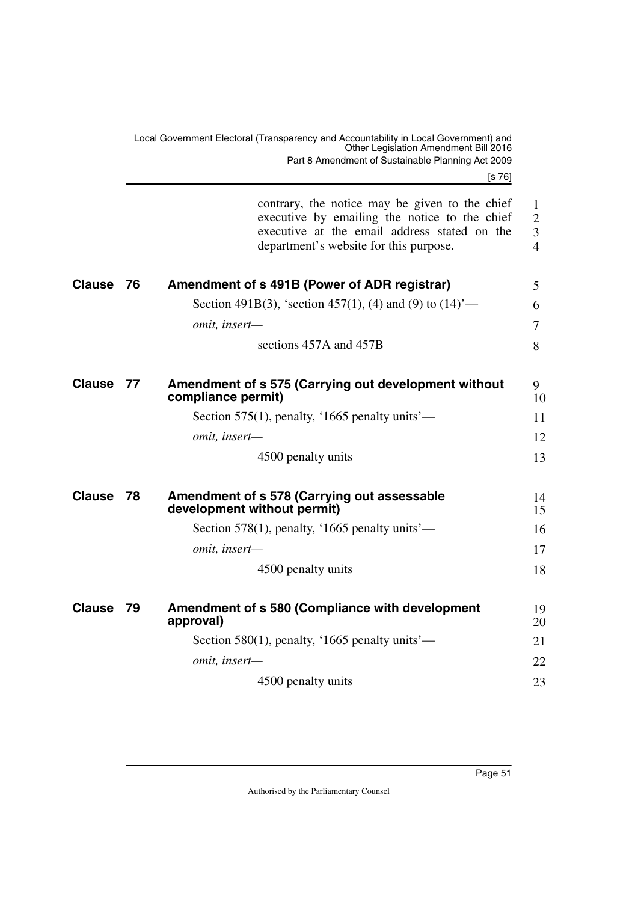contrary, the notice may be given to the chief executive by emailing the notice to the chief executive at the email address stated on the department's website for this purpose.

## Clause 76 Amendment of s 491B (Power of ADR registrar)

Section 491B(3), 'section 457(1), (4) and (9) to (14)'—

*omit, insert—*

sections 457A and 457B

## Clause 77 Amendment of s 575 (Carrying out development without compliance permit)

Section 575(1), penalty, '1665 penalty units'—

*omit, insert—*

4500 penalty units

## Clause 78 Amendment of s 578 (Carrying out assessable development without permit)

Section 578(1), penalty, '1665 penalty units'—

*omit, insert—*

4500 penalty units

## Clause 79 Amendment of s 580 (Compliance with development approval)

Section 580(1), penalty, '1665 penalty units'—

*omit, insert—*

4500 penalty units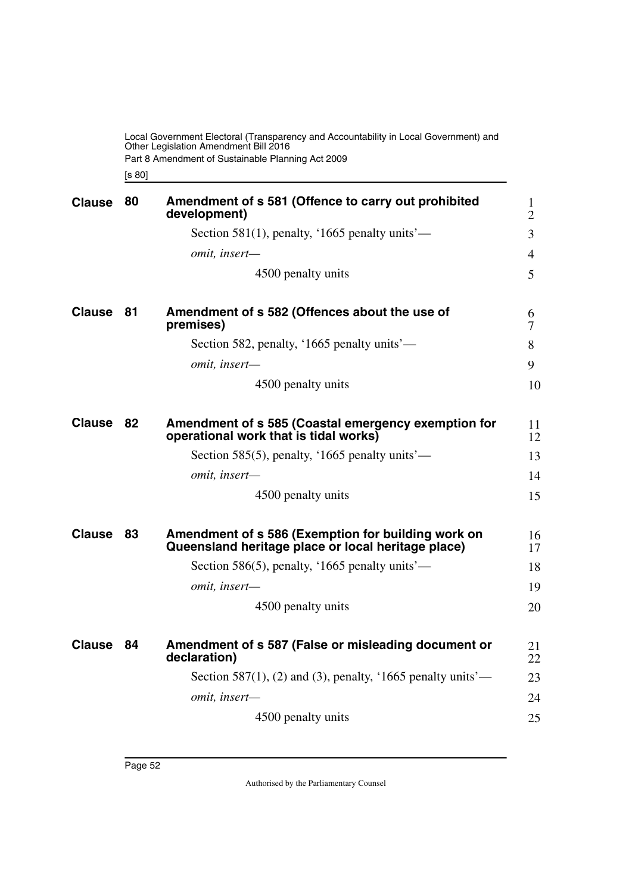## Clause 80 Amendment of s 581 (Offence to carry out prohibited development)

Section 581(1), penalty, '1665 penalty units'—

*omit, insert—*

4500 penalty units

## Clause 81 Amendment of s 582 (Offences about the use of premises)

Section 582, penalty, '1665 penalty units'—

*omit, insert—*

4500 penalty units

## Clause 82 Amendment of s 585 (Coastal emergency exemption for operational work that is tidal works)

Section 585(5), penalty, '1665 penalty units'—

*omit, insert—*

4500 penalty units

## Clause 83 Amendment of s 586 (Exemption for building work on Queensland heritage place or local heritage place)

Section 586(5), penalty, '1665 penalty units'—

*omit, insert—*

4500 penalty units

## Clause 84 Amendment of s 587 (False or misleading document or declaration)

Section 587(1), (2) and (3), penalty, '1665 penalty units'—

*omit, insert—*

4500 penalty units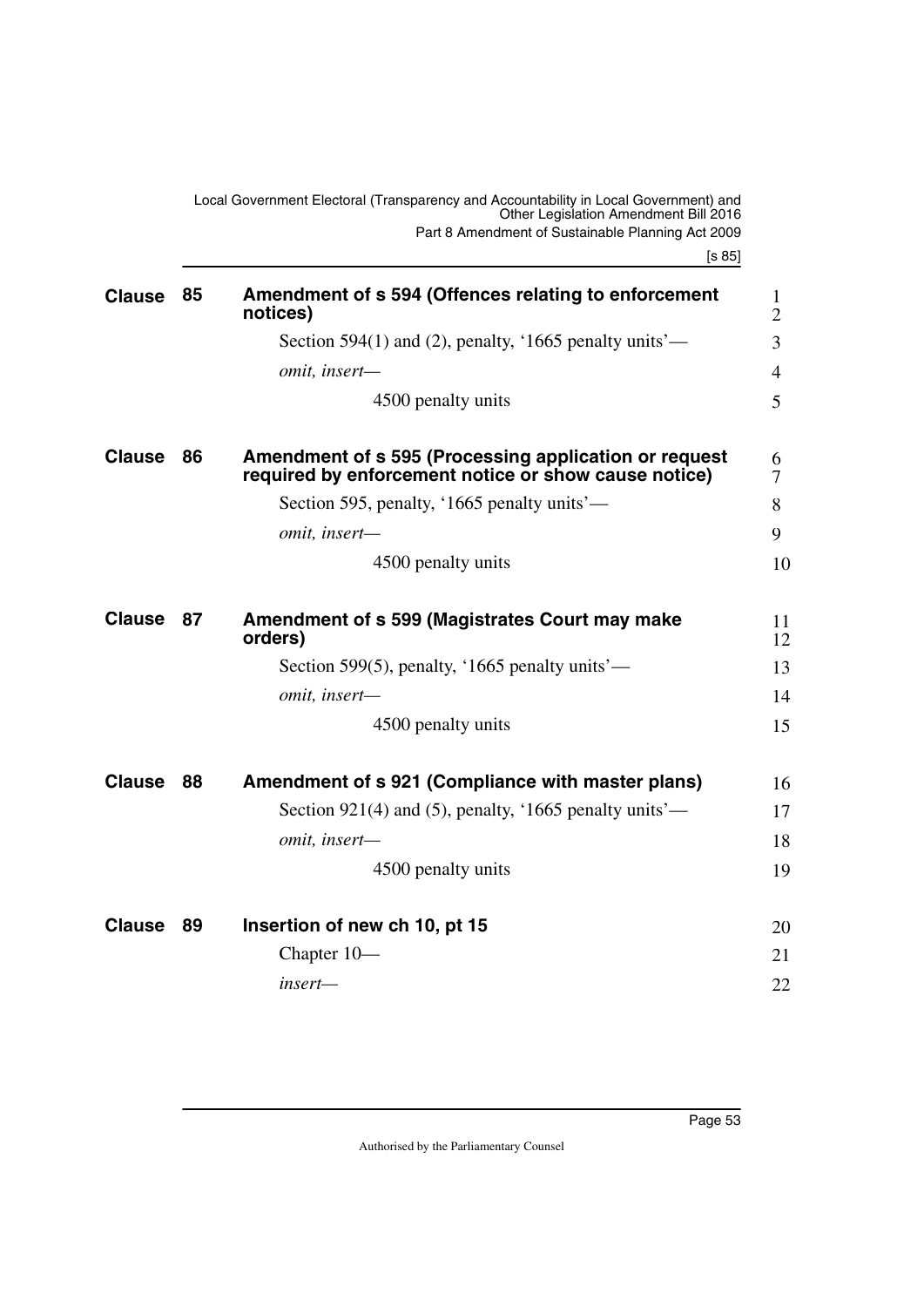## Clause 85 Amendment of s 594 (Offences relating to enforcement notices)

Section 594(1) and (2), penalty, '1665 penalty units'—

*omit, insert—*

4500 penalty units

## Clause 86 Amendment of s 595 (Processing application or request required by enforcement notice or show cause notice)

Section 595, penalty, '1665 penalty units'—

*omit, insert—*

4500 penalty units

## Clause 87 Amendment of s 599 (Magistrates Court may make orders)

Section 599(5), penalty, '1665 penalty units'—

*omit, insert—*

4500 penalty units

## Clause 88 Amendment of s 921 (Compliance with master plans)

Section 921(4) and (5), penalty, '1665 penalty units'—

*omit, insert—*

4500 penalty units

## Clause 89 Insertion of new ch 10, pt 15

Chapter 10—

*insert—*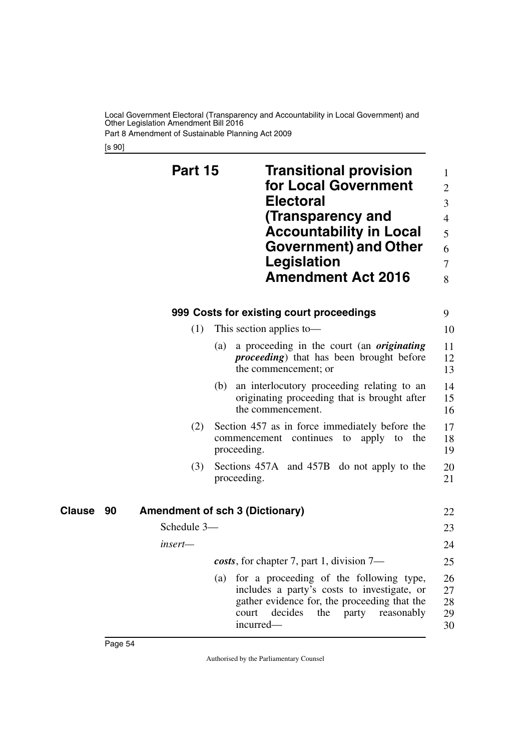## Part 15 Transitional provision for Local Government Electoral (Transparency and Accountability in Local Government) and Other Legislation Amendment Act 2016

### 999 Costs for existing court proceedings

(1) This section applies to—

(a) a proceeding in the court (an ***originating proceeding***) that has been brought before the commencement; or

(b) an interlocutory proceeding relating to an originating proceeding that is brought after the commencement.

(2) Section 457 as in force immediately before the commencement continues to apply to the proceeding.

(3) Sections 457A and 457B do not apply to the proceeding.

## Clause 90 Amendment of sch 3 (Dictionary)

Schedule 3—

*insert*—

***costs***, for chapter 7, part 1, division 7—

(a) for a proceeding of the following type, includes a party's costs to investigate, or gather evidence for, the proceeding that the court decides the party reasonably incurred—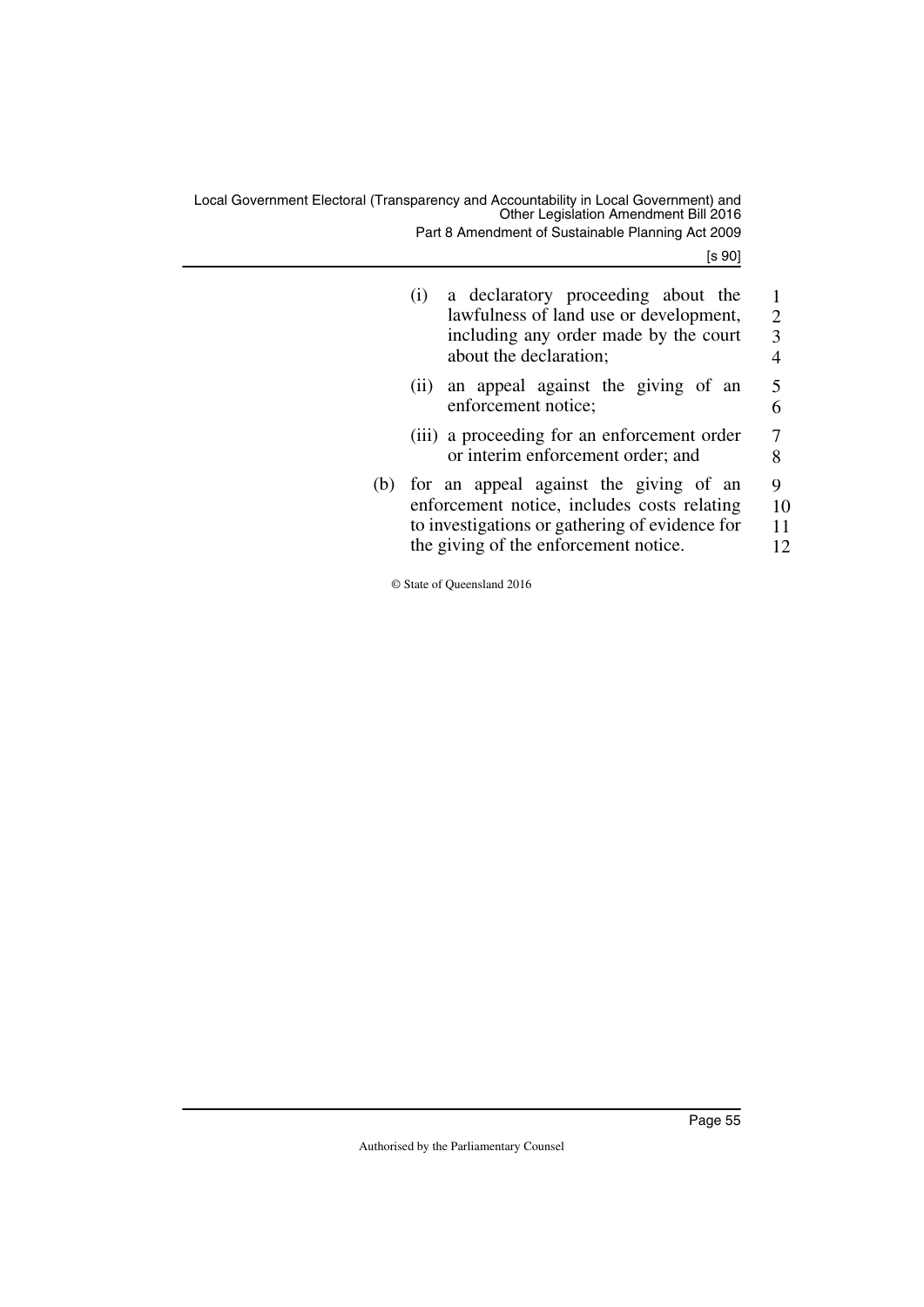(i) a declaratory proceeding about the lawfulness of land use or development, including any order made by the court about the declaration;

(ii) an appeal against the giving of an enforcement notice;

(iii) a proceeding for an enforcement order or interim enforcement order; and

(b) for an appeal against the giving of an enforcement notice, includes costs relating to investigations or gathering of evidence for the giving of the enforcement notice.

© State of Queensland 2016